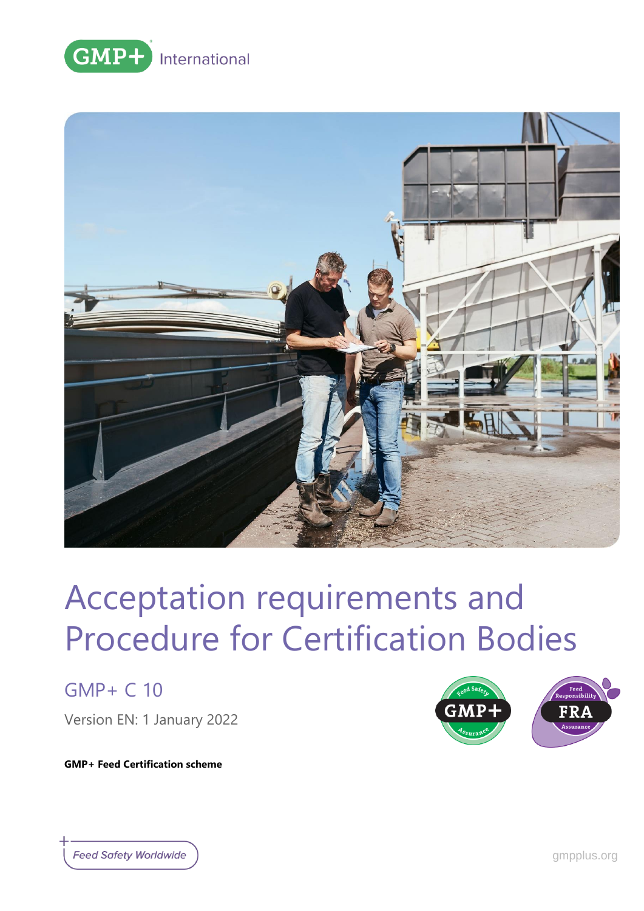GMP+ International

# Acceptation requirements and Procedure for Certification Bodies

## GMP+ C 10

Version EN: 1 January 2022

**GMP+ Feed Certification scheme**

Feed Safety Worldwide

gmpplus.org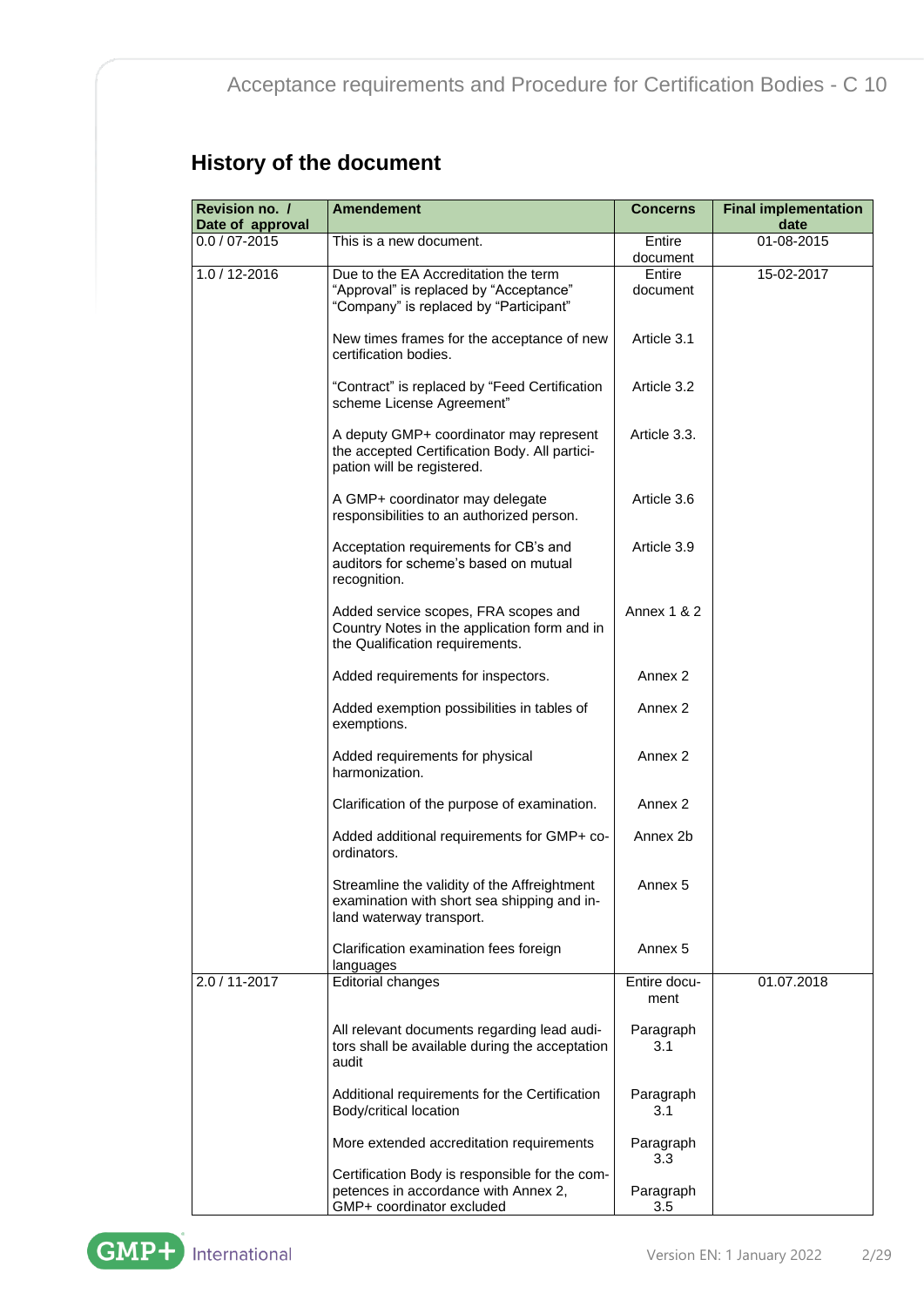## History of the document

| Revision no. / Date of approval | Amendement | Concerns | Final implementation date |
|---|---|---|---|
| 0.0 / 07-2015 | This is a new document. | Entire document | 01-08-2015 |
| 1.0 / 12-2016 | Due to the EA Accreditation the term "Approval" is replaced by "Acceptance" "Company" is replaced by "Participant" | Entire document | 15-02-2017 |
| | New times frames for the acceptance of new certification bodies. | Article 3.1 | |
| | "Contract" is replaced by "Feed Certification scheme License Agreement" | Article 3.2 | |
| | A deputy GMP+ coordinator may represent the accepted Certification Body. All participation will be registered. | Article 3.3. | |
| | A GMP+ coordinator may delegate responsibilities to an authorized person. | Article 3.6 | |
| | Acceptation requirements for CB's and auditors for scheme's based on mutual recognition. | Article 3.9 | |
| | Added service scopes, FRA scopes and Country Notes in the application form and in the Qualification requirements. | Annex 1 & 2 | |
| | Added requirements for inspectors. | Annex 2 | |
| | Added exemption possibilities in tables of exemptions. | Annex 2 | |
| | Added requirements for physical harmonization. | Annex 2 | |
| | Clarification of the purpose of examination. | Annex 2 | |
| | Added additional requirements for GMP+ coordinators. | Annex 2b | |
| | Streamline the validity of the Affreightment examination with short sea shipping and inland waterway transport. | Annex 5 | |
| | Clarification examination fees foreign languages | Annex 5 | |
| 2.0 / 11-2017 | Editorial changes | Entire document | 01.07.2018 |
| | All relevant documents regarding lead auditors shall be available during the acceptation audit | Paragraph 3.1 | |
| | Additional requirements for the Certification Body/critical location | Paragraph 3.1 | |
| | More extended accreditation requirements | Paragraph 3.3 | |
| | Certification Body is responsible for the competences in accordance with Annex 2, GMP+ coordinator excluded | Paragraph 3.5 | |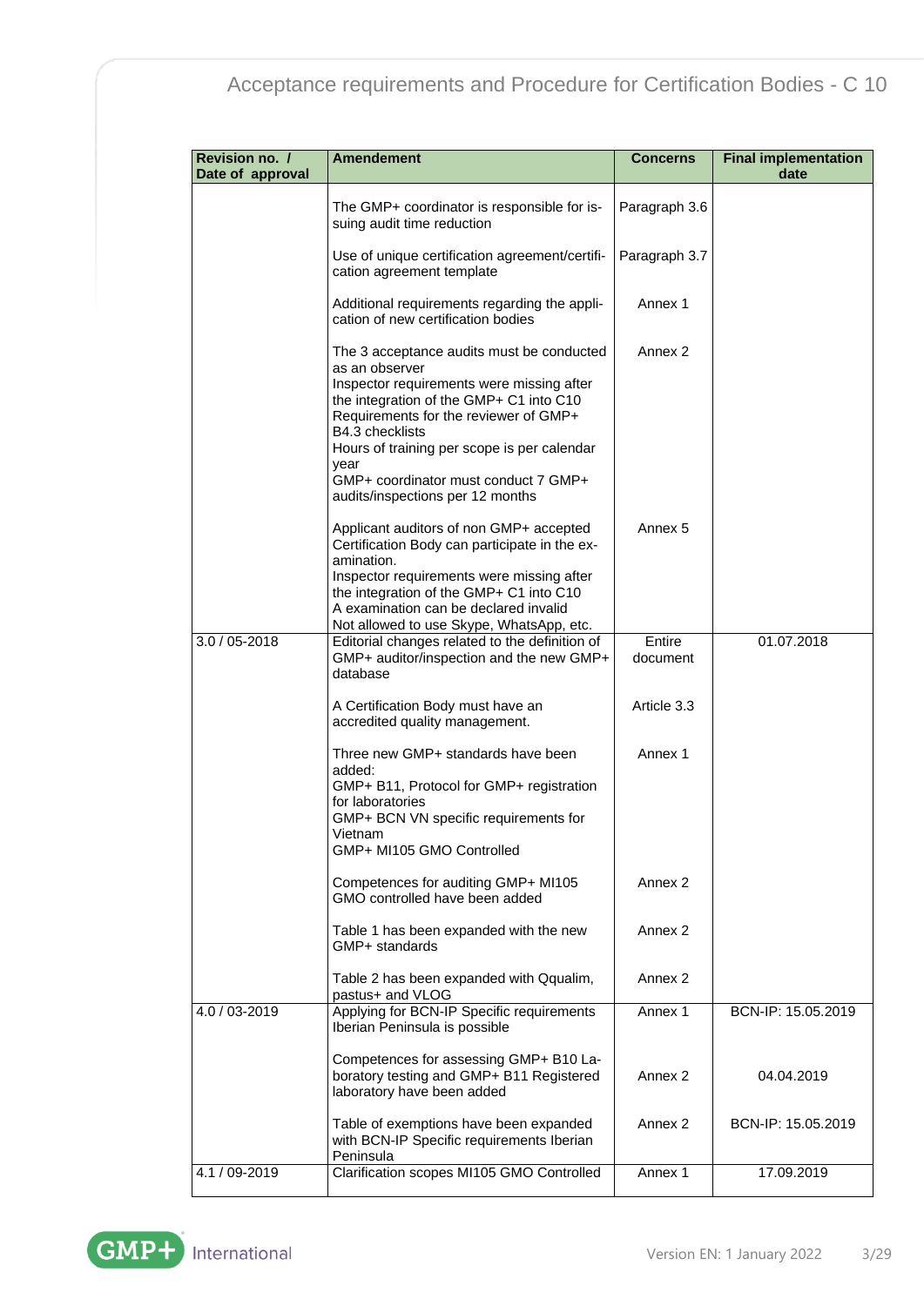| Revision no. / Date of approval | Amendement | Concerns | Final implementation date |
|---|---|---|---|
| | The GMP+ coordinator is responsible for issuing audit time reduction | Paragraph 3.6 | |
| | Use of unique certification agreement/certification agreement template | Paragraph 3.7 | |
| | Additional requirements regarding the application of new certification bodies | Annex 1 | |
| | The 3 acceptance audits must be conducted as an observer<br>Inspector requirements were missing after the integration of the GMP+ C1 into C10<br>Requirements for the reviewer of GMP+ B4.3 checklists<br>Hours of training per scope is per calendar year<br>GMP+ coordinator must conduct 7 GMP+ audits/inspections per 12 months | Annex 2 | |
| | Applicant auditors of non GMP+ accepted Certification Body can participate in the examination.<br>Inspector requirements were missing after the integration of the GMP+ C1 into C10<br>A examination can be declared invalid<br>Not allowed to use Skype, WhatsApp, etc. | Annex 5 | |
| 3.0 / 05-2018 | Editorial changes related to the definition of GMP+ auditor/inspection and the new GMP+ database | Entire document | 01.07.2018 |
| | A Certification Body must have an accredited quality management. | Article 3.3 | |
| | Three new GMP+ standards have been added:<br>GMP+ B11, Protocol for GMP+ registration for laboratories<br>GMP+ BCN VN specific requirements for Vietnam<br>GMP+ MI105 GMO Controlled | Annex 1 | |
| | Competences for auditing GMP+ MI105 GMO controlled have been added | Annex 2 | |
| | Table 1 has been expanded with the new GMP+ standards | Annex 2 | |
| | Table 2 has been expanded with Qqualim, pastus+ and VLOG | Annex 2 | |
| 4.0 / 03-2019 | Applying for BCN-IP Specific requirements Iberian Peninsula is possible | Annex 1 | BCN-IP: 15.05.2019 |
| | Competences for assessing GMP+ B10 Laboratory testing and GMP+ B11 Registered laboratory have been added | Annex 2 | 04.04.2019 |
| | Table of exemptions have been expanded with BCN-IP Specific requirements Iberian Peninsula | Annex 2 | BCN-IP: 15.05.2019 |
| 4.1 / 09-2019 | Clarification scopes MI105 GMO Controlled | Annex 1 | 17.09.2019 |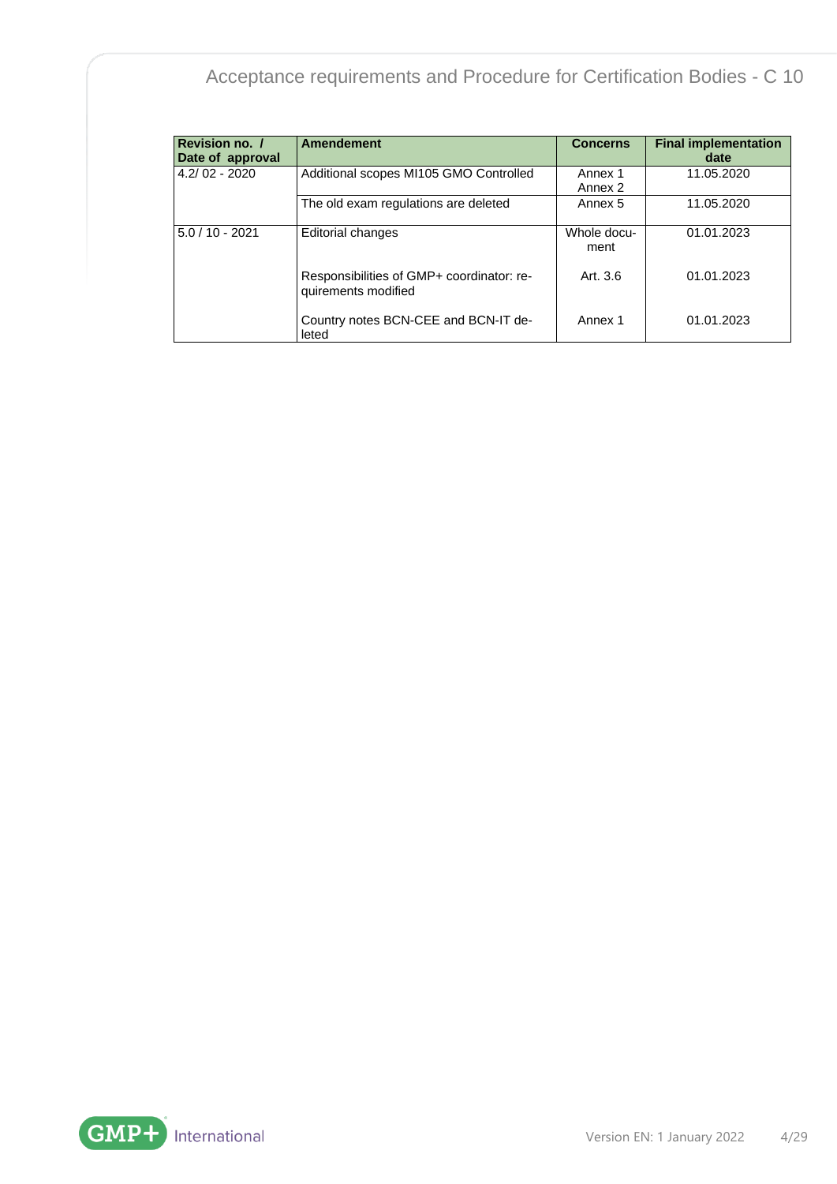| Revision no. / Date of approval | Amendement | Concerns | Final implementation date |
|---|---|---|---|
| 4.2/ 02 - 2020 | Additional scopes MI105 GMO Controlled | Annex 1 Annex 2 | 11.05.2020 |
| | The old exam regulations are deleted | Annex 5 | 11.05.2020 |
| 5.0 / 10 - 2021 | Editorial changes | Whole document | 01.01.2023 |
| | Responsibilities of GMP+ coordinator: requirements modified | Art. 3.6 | 01.01.2023 |
| | Country notes BCN-CEE and BCN-IT deleted | Annex 1 | 01.01.2023 |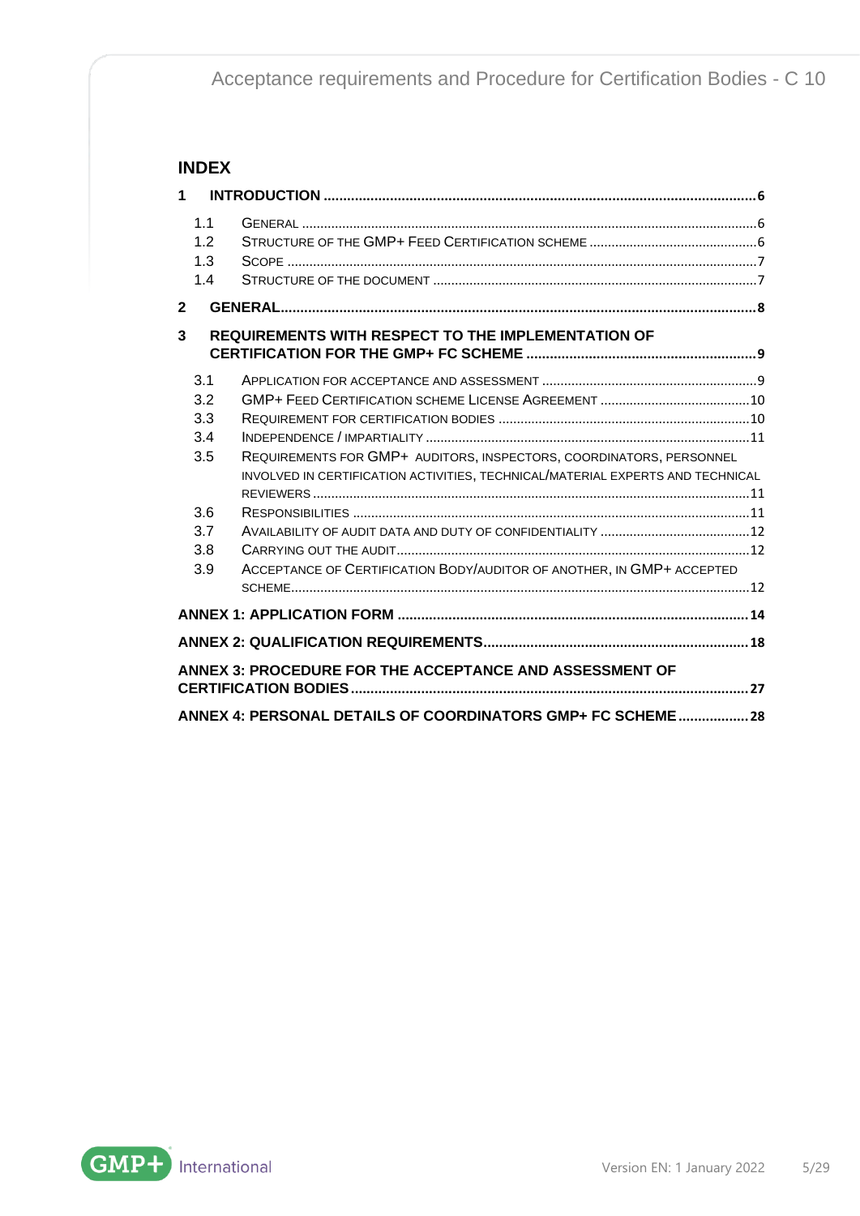## INDEX

**1 INTRODUCTION ........ 6**

- 1.1 General ........ 6
- 1.2 Structure of the GMP+ Feed Certification scheme ........ 6
- 1.3 Scope ........ 7
- 1.4 Structure of the document ........ 7

**2 GENERAL ........ 8**

**3 REQUIREMENTS WITH RESPECT TO THE IMPLEMENTATION OF CERTIFICATION FOR THE GMP+ FC SCHEME ........ 9**

- 3.1 Application for acceptance and assessment ........ 9
- 3.2 GMP+ Feed Certification scheme License Agreement ........ 10
- 3.3 Requirement for certification bodies ........ 10
- 3.4 Independence / impartiality ........ 11
- 3.5 Requirements for GMP+ auditors, inspectors, coordinators, personnel involved in certification activities, technical/material experts and technical reviewers ........ 11
- 3.6 Responsibilities ........ 11
- 3.7 Availability of audit data and duty of confidentiality ........ 12
- 3.8 Carrying out the audit ........ 12
- 3.9 Acceptance of Certification Body/auditor of another, in GMP+ accepted scheme ........ 12

**ANNEX 1: APPLICATION FORM ........ 14**

**ANNEX 2: QUALIFICATION REQUIREMENTS ........ 18**

**ANNEX 3: PROCEDURE FOR THE ACCEPTANCE AND ASSESSMENT OF CERTIFICATION BODIES ........ 27**

**ANNEX 4: PERSONAL DETAILS OF COORDINATORS GMP+ FC SCHEME ........ 28**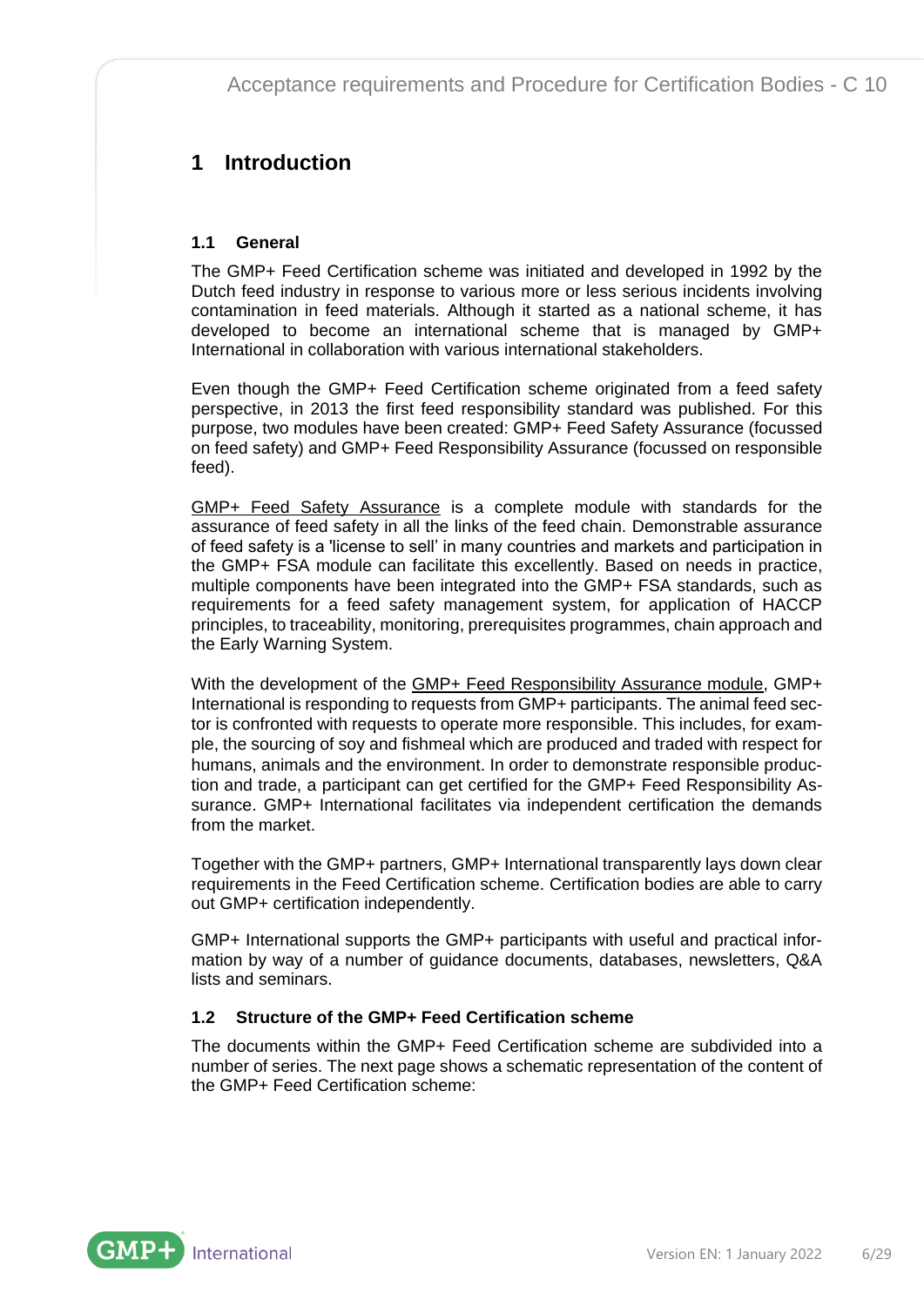# 1 Introduction

## 1.1 General

The GMP+ Feed Certification scheme was initiated and developed in 1992 by the Dutch feed industry in response to various more or less serious incidents involving contamination in feed materials. Although it started as a national scheme, it has developed to become an international scheme that is managed by GMP+ International in collaboration with various international stakeholders.

Even though the GMP+ Feed Certification scheme originated from a feed safety perspective, in 2013 the first feed responsibility standard was published. For this purpose, two modules have been created: GMP+ Feed Safety Assurance (focussed on feed safety) and GMP+ Feed Responsibility Assurance (focussed on responsible feed).

GMP+ Feed Safety Assurance is a complete module with standards for the assurance of feed safety in all the links of the feed chain. Demonstrable assurance of feed safety is a 'license to sell' in many countries and markets and participation in the GMP+ FSA module can facilitate this excellently. Based on needs in practice, multiple components have been integrated into the GMP+ FSA standards, such as requirements for a feed safety management system, for application of HACCP principles, to traceability, monitoring, prerequisites programmes, chain approach and the Early Warning System.

With the development of the GMP+ Feed Responsibility Assurance module, GMP+ International is responding to requests from GMP+ participants. The animal feed sector is confronted with requests to operate more responsible. This includes, for example, the sourcing of soy and fishmeal which are produced and traded with respect for humans, animals and the environment. In order to demonstrate responsible production and trade, a participant can get certified for the GMP+ Feed Responsibility Assurance. GMP+ International facilitates via independent certification the demands from the market.

Together with the GMP+ partners, GMP+ International transparently lays down clear requirements in the Feed Certification scheme. Certification bodies are able to carry out GMP+ certification independently.

GMP+ International supports the GMP+ participants with useful and practical information by way of a number of guidance documents, databases, newsletters, Q&A lists and seminars.

## 1.2 Structure of the GMP+ Feed Certification scheme

The documents within the GMP+ Feed Certification scheme are subdivided into a number of series. The next page shows a schematic representation of the content of the GMP+ Feed Certification scheme: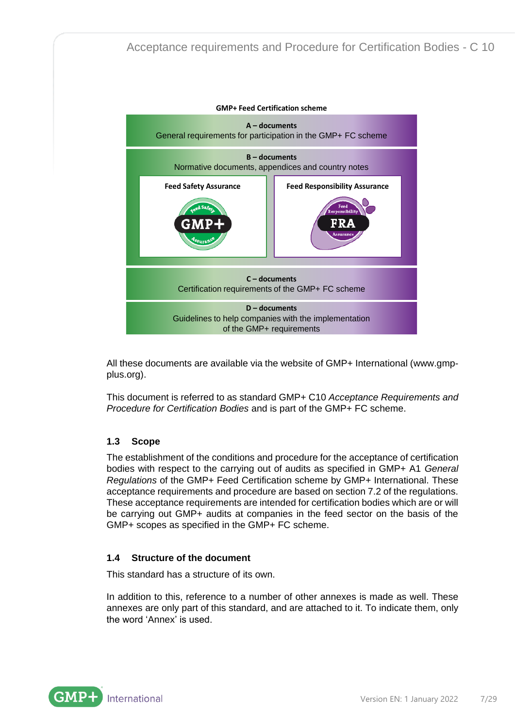**GMP+ Feed Certification scheme**

**A – documents**
General requirements for participation in the GMP+ FC scheme

**B – documents**
Normative documents, appendices and country notes

**Feed Safety Assurance**

**Feed Responsibility Assurance**

**C – documents**
Certification requirements of the GMP+ FC scheme

**D – documents**
Guidelines to help companies with the implementation of the GMP+ requirements

All these documents are available via the website of GMP+ International (www.gmp-plus.org).

This document is referred to as standard GMP+ C10 *Acceptance Requirements and Procedure for Certification Bodies* and is part of the GMP+ FC scheme.

## 1.3 Scope

The establishment of the conditions and procedure for the acceptance of certification bodies with respect to the carrying out of audits as specified in GMP+ A1 *General Regulations* of the GMP+ Feed Certification scheme by GMP+ International. These acceptance requirements and procedure are based on section 7.2 of the regulations. These acceptance requirements are intended for certification bodies which are or will be carrying out GMP+ audits at companies in the feed sector on the basis of the GMP+ scopes as specified in the GMP+ FC scheme.

## 1.4 Structure of the document

This standard has a structure of its own.

In addition to this, reference to a number of other annexes is made as well. These annexes are only part of this standard, and are attached to it. To indicate them, only the word 'Annex' is used.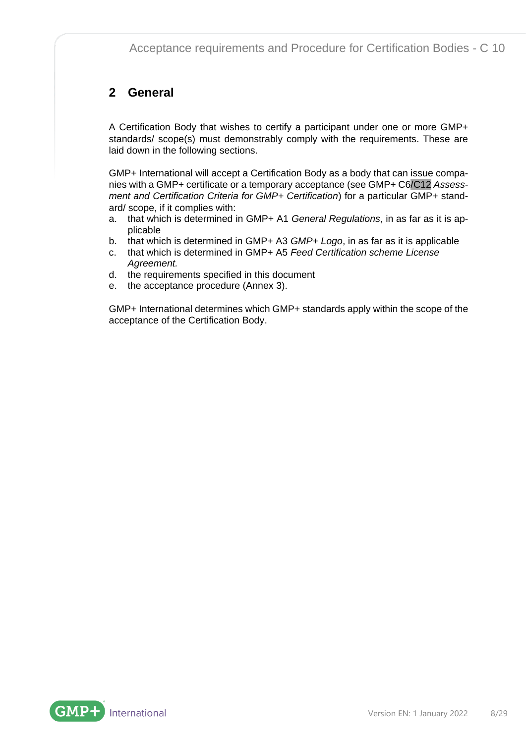## 2 General

A Certification Body that wishes to certify a participant under one or more GMP+ standards/ scope(s) must demonstrably comply with the requirements. These are laid down in the following sections.

GMP+ International will accept a Certification Body as a body that can issue companies with a GMP+ certificate or a temporary acceptance (see GMP+ C6/C12 *Assessment and Certification Criteria for GMP+ Certification*) for a particular GMP+ standard/ scope, if it complies with:

a. that which is determined in GMP+ A1 *General Regulations*, in as far as it is applicable
b. that which is determined in GMP+ A3 *GMP+ Logo*, in as far as it is applicable
c. that which is determined in GMP+ A5 *Feed Certification scheme License Agreement.*
d. the requirements specified in this document
e. the acceptance procedure (Annex 3).

GMP+ International determines which GMP+ standards apply within the scope of the acceptance of the Certification Body.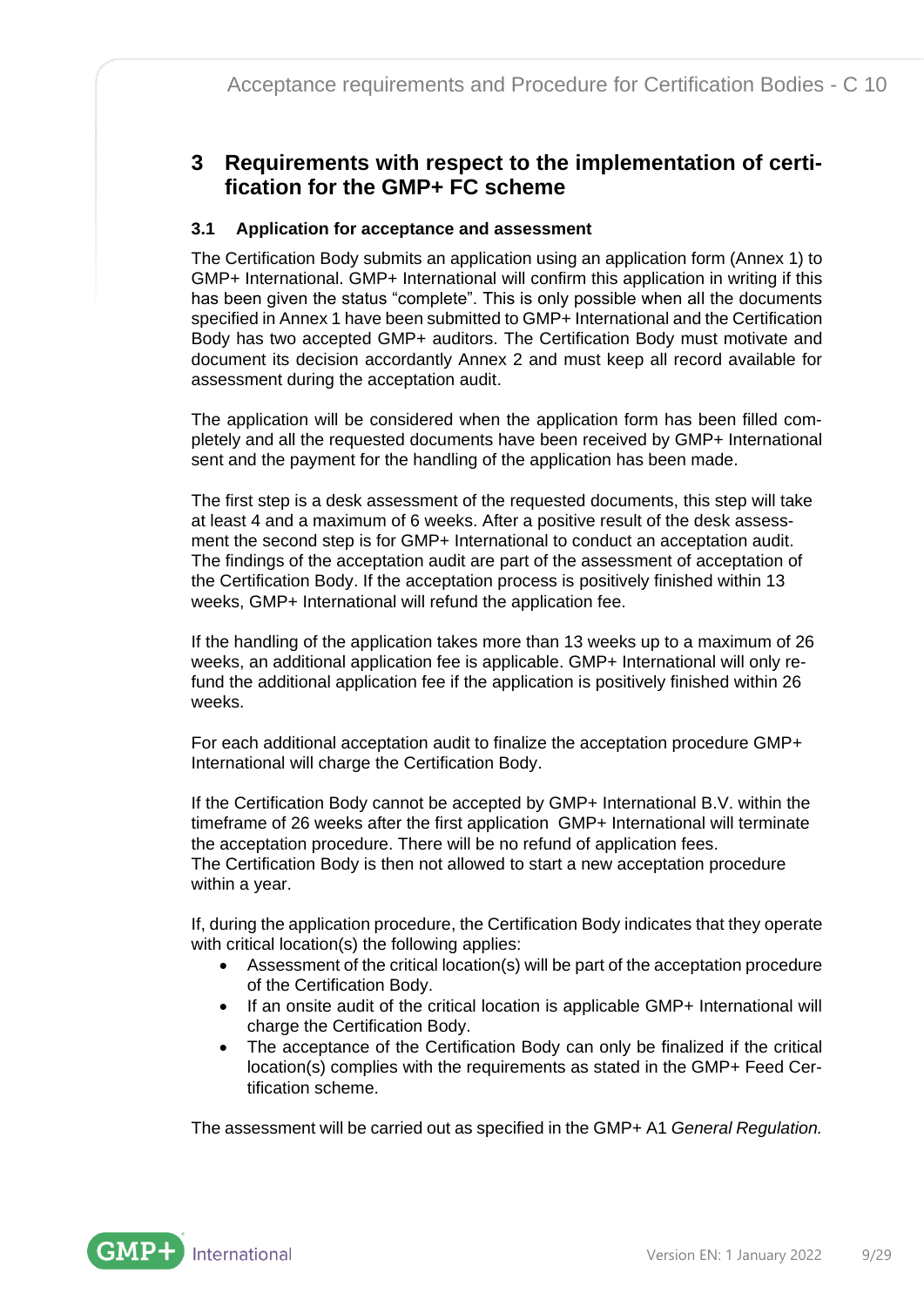# 3 Requirements with respect to the implementation of certification for the GMP+ FC scheme

## 3.1 Application for acceptance and assessment

The Certification Body submits an application using an application form (Annex 1) to GMP+ International. GMP+ International will confirm this application in writing if this has been given the status "complete". This is only possible when all the documents specified in Annex 1 have been submitted to GMP+ International and the Certification Body has two accepted GMP+ auditors. The Certification Body must motivate and document its decision accordantly Annex 2 and must keep all record available for assessment during the acceptation audit.

The application will be considered when the application form has been filled completely and all the requested documents have been received by GMP+ International sent and the payment for the handling of the application has been made.

The first step is a desk assessment of the requested documents, this step will take at least 4 and a maximum of 6 weeks. After a positive result of the desk assessment the second step is for GMP+ International to conduct an acceptation audit. The findings of the acceptation audit are part of the assessment of acceptation of the Certification Body. If the acceptation process is positively finished within 13 weeks, GMP+ International will refund the application fee.

If the handling of the application takes more than 13 weeks up to a maximum of 26 weeks, an additional application fee is applicable. GMP+ International will only refund the additional application fee if the application is positively finished within 26 weeks.

For each additional acceptation audit to finalize the acceptation procedure GMP+ International will charge the Certification Body.

If the Certification Body cannot be accepted by GMP+ International B.V. within the timeframe of 26 weeks after the first application GMP+ International will terminate the acceptation procedure. There will be no refund of application fees.
The Certification Body is then not allowed to start a new acceptation procedure within a year.

If, during the application procedure, the Certification Body indicates that they operate with critical location(s) the following applies:

- Assessment of the critical location(s) will be part of the acceptation procedure of the Certification Body.
- If an onsite audit of the critical location is applicable GMP+ International will charge the Certification Body.
- The acceptance of the Certification Body can only be finalized if the critical location(s) complies with the requirements as stated in the GMP+ Feed Certification scheme.

The assessment will be carried out as specified in the GMP+ A1 *General Regulation.*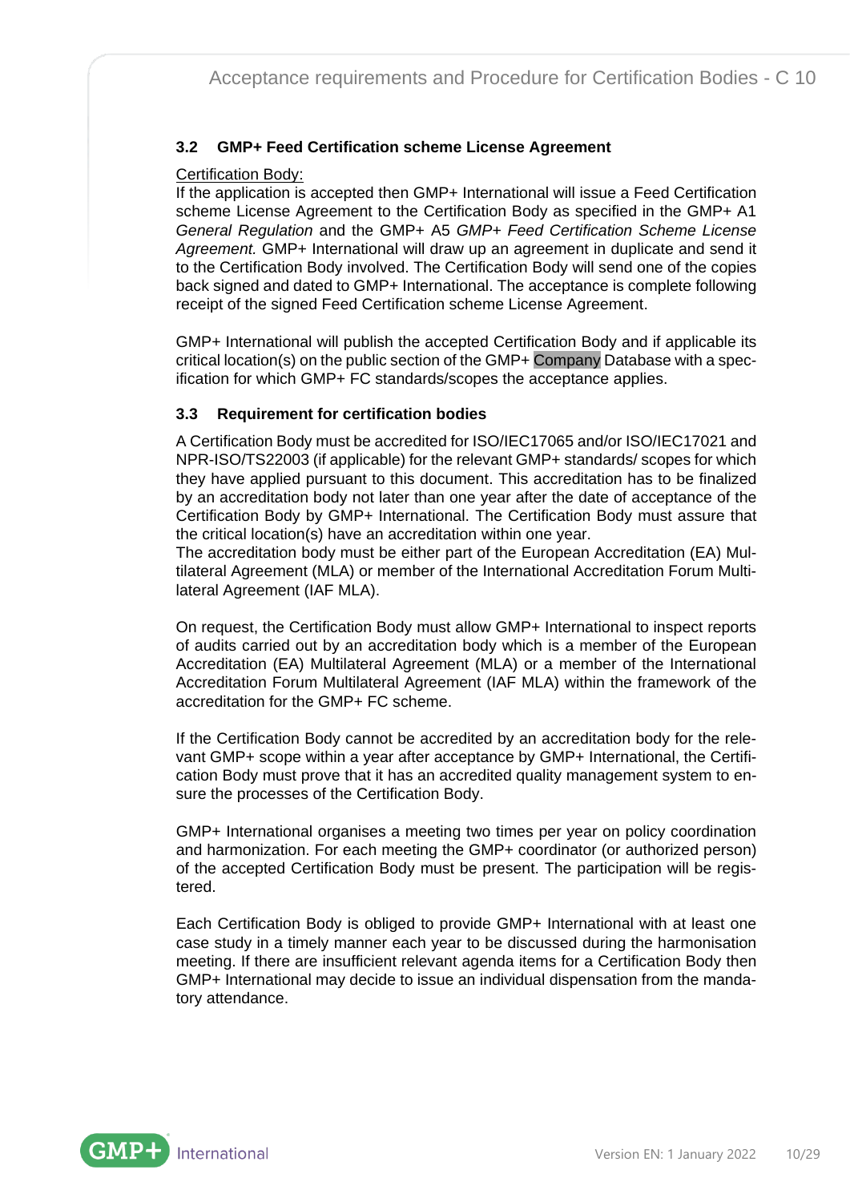## 3.2 GMP+ Feed Certification scheme License Agreement

Certification Body:

If the application is accepted then GMP+ International will issue a Feed Certification scheme License Agreement to the Certification Body as specified in the GMP+ A1 *General Regulation* and the GMP+ A5 *GMP+ Feed Certification Scheme License Agreement.* GMP+ International will draw up an agreement in duplicate and send it to the Certification Body involved. The Certification Body will send one of the copies back signed and dated to GMP+ International. The acceptance is complete following receipt of the signed Feed Certification scheme License Agreement.

GMP+ International will publish the accepted Certification Body and if applicable its critical location(s) on the public section of the GMP+ Company Database with a specification for which GMP+ FC standards/scopes the acceptance applies.

## 3.3 Requirement for certification bodies

A Certification Body must be accredited for ISO/IEC17065 and/or ISO/IEC17021 and NPR-ISO/TS22003 (if applicable) for the relevant GMP+ standards/ scopes for which they have applied pursuant to this document. This accreditation has to be finalized by an accreditation body not later than one year after the date of acceptance of the Certification Body by GMP+ International. The Certification Body must assure that the critical location(s) have an accreditation within one year.
The accreditation body must be either part of the European Accreditation (EA) Multilateral Agreement (MLA) or member of the International Accreditation Forum Multilateral Agreement (IAF MLA).

On request, the Certification Body must allow GMP+ International to inspect reports of audits carried out by an accreditation body which is a member of the European Accreditation (EA) Multilateral Agreement (MLA) or a member of the International Accreditation Forum Multilateral Agreement (IAF MLA) within the framework of the accreditation for the GMP+ FC scheme.

If the Certification Body cannot be accredited by an accreditation body for the relevant GMP+ scope within a year after acceptance by GMP+ International, the Certification Body must prove that it has an accredited quality management system to ensure the processes of the Certification Body.

GMP+ International organises a meeting two times per year on policy coordination and harmonization. For each meeting the GMP+ coordinator (or authorized person) of the accepted Certification Body must be present. The participation will be registered.

Each Certification Body is obliged to provide GMP+ International with at least one case study in a timely manner each year to be discussed during the harmonisation meeting. If there are insufficient relevant agenda items for a Certification Body then GMP+ International may decide to issue an individual dispensation from the mandatory attendance.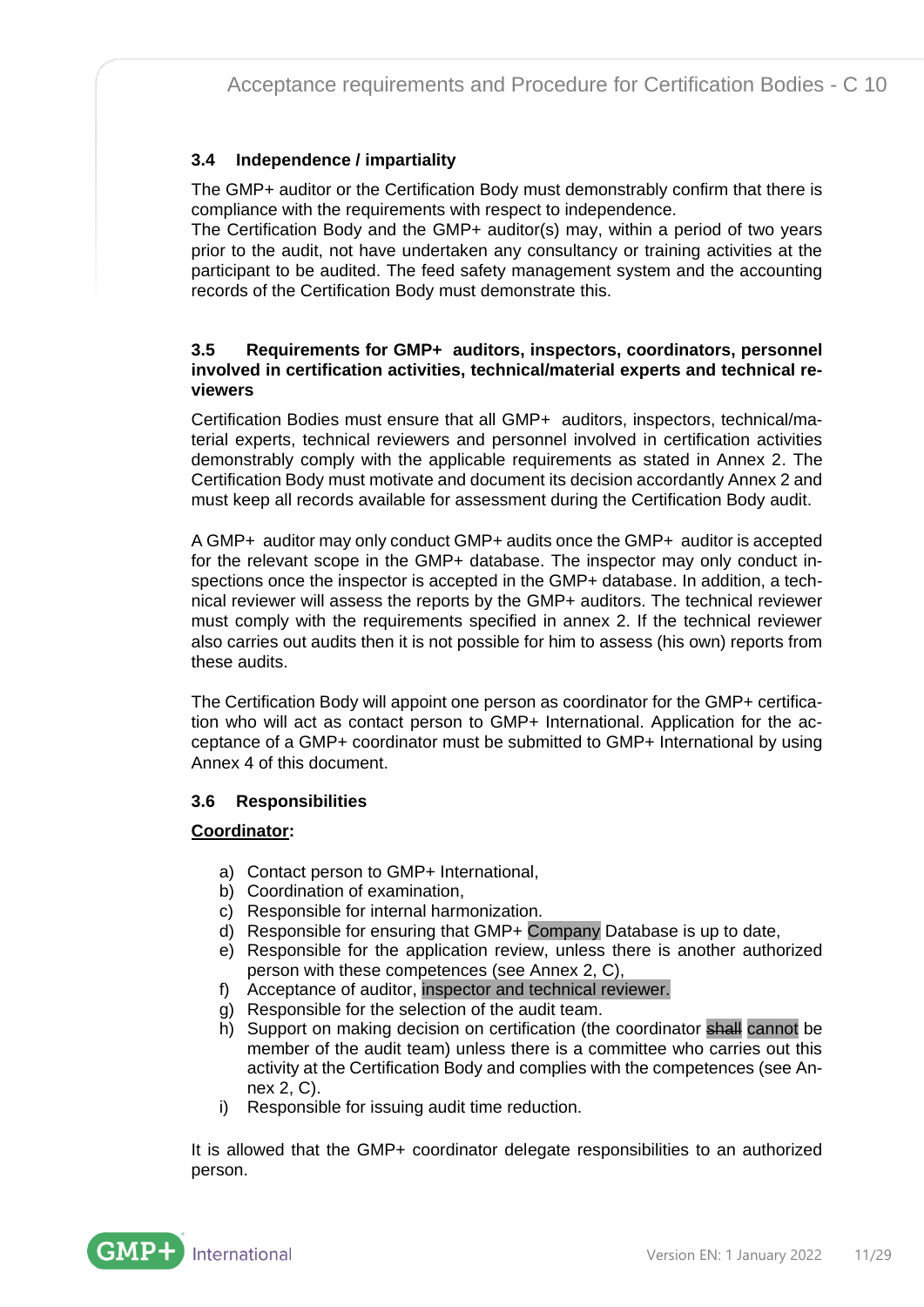### 3.4 Independence / impartiality

The GMP+ auditor or the Certification Body must demonstrably confirm that there is compliance with the requirements with respect to independence.
The Certification Body and the GMP+ auditor(s) may, within a period of two years prior to the audit, not have undertaken any consultancy or training activities at the participant to be audited. The feed safety management system and the accounting records of the Certification Body must demonstrate this.

### 3.5 Requirements for GMP+ auditors, inspectors, coordinators, personnel involved in certification activities, technical/material experts and technical reviewers

Certification Bodies must ensure that all GMP+ auditors, inspectors, technical/material experts, technical reviewers and personnel involved in certification activities demonstrably comply with the applicable requirements as stated in Annex 2. The Certification Body must motivate and document its decision accordantly Annex 2 and must keep all records available for assessment during the Certification Body audit.

A GMP+ auditor may only conduct GMP+ audits once the GMP+ auditor is accepted for the relevant scope in the GMP+ database. The inspector may only conduct inspections once the inspector is accepted in the GMP+ database. In addition, a technical reviewer will assess the reports by the GMP+ auditors. The technical reviewer must comply with the requirements specified in annex 2. If the technical reviewer also carries out audits then it is not possible for him to assess (his own) reports from these audits.

The Certification Body will appoint one person as coordinator for the GMP+ certification who will act as contact person to GMP+ International. Application for the acceptance of a GMP+ coordinator must be submitted to GMP+ International by using Annex 4 of this document.

### 3.6 Responsibilities

<u>**Coordinator**</u>:

a) Contact person to GMP+ International,
b) Coordination of examination,
c) Responsible for internal harmonization.
d) Responsible for ensuring that GMP+ Company Database is up to date,
e) Responsible for the application review, unless there is another authorized person with these competences (see Annex 2, C),
f) Acceptance of auditor, inspector and technical reviewer.
g) Responsible for the selection of the audit team.
h) Support on making decision on certification (the coordinator ~~shall~~ cannot be member of the audit team) unless there is a committee who carries out this activity at the Certification Body and complies with the competences (see Annex 2, C).
i) Responsible for issuing audit time reduction.

It is allowed that the GMP+ coordinator delegate responsibilities to an authorized person.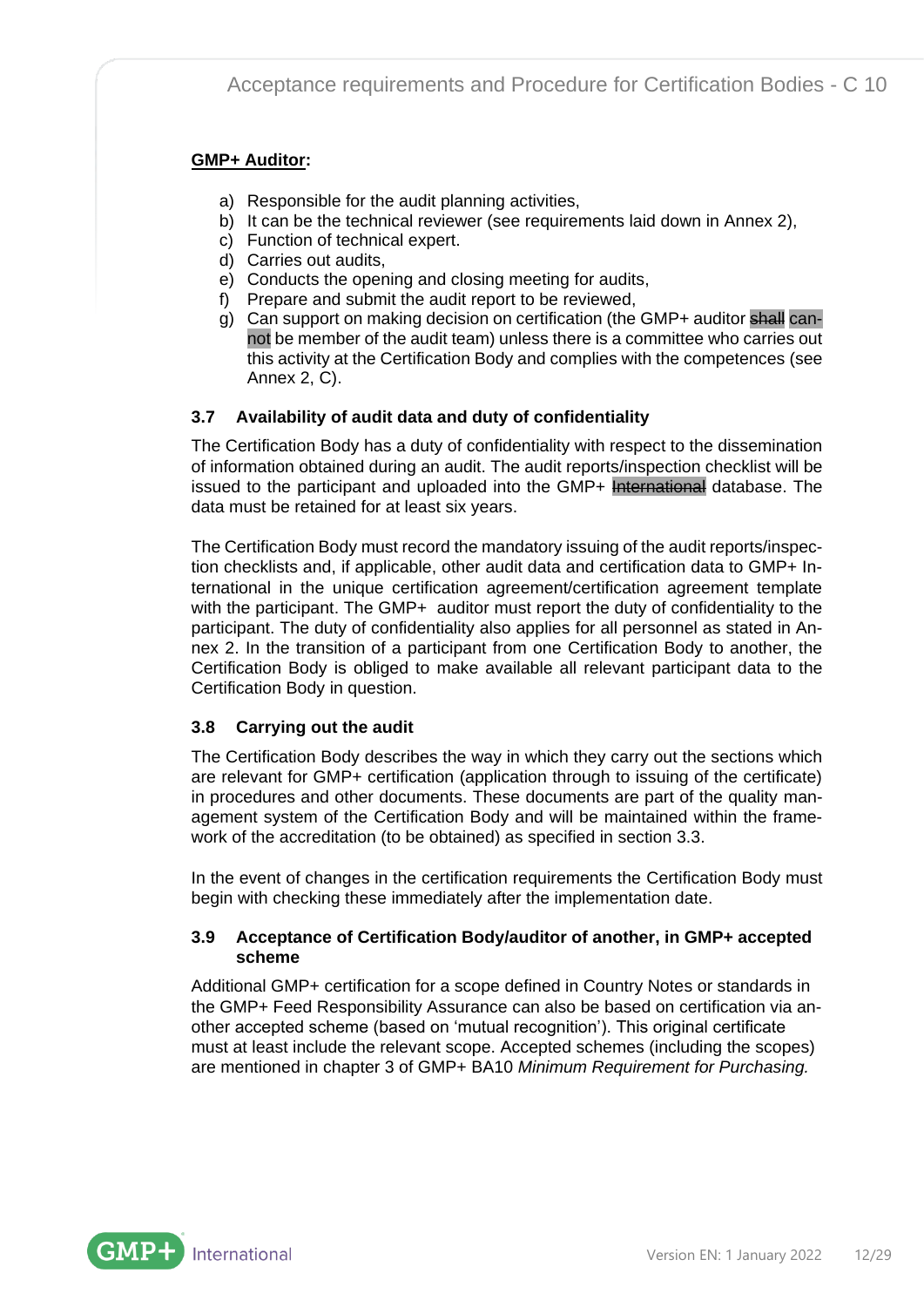**GMP+ Auditor:**

a) Responsible for the audit planning activities,
b) It can be the technical reviewer (see requirements laid down in Annex 2),
c) Function of technical expert.
d) Carries out audits,
e) Conducts the opening and closing meeting for audits,
f) Prepare and submit the audit report to be reviewed,
g) Can support on making decision on certification (the GMP+ auditor ~~shall~~ cannot be member of the audit team) unless there is a committee who carries out this activity at the Certification Body and complies with the competences (see Annex 2, C).

### 3.7 Availability of audit data and duty of confidentiality

The Certification Body has a duty of confidentiality with respect to the dissemination of information obtained during an audit. The audit reports/inspection checklist will be issued to the participant and uploaded into the GMP+ ~~International~~ database. The data must be retained for at least six years.

The Certification Body must record the mandatory issuing of the audit reports/inspection checklists and, if applicable, other audit data and certification data to GMP+ International in the unique certification agreement/certification agreement template with the participant. The GMP+ auditor must report the duty of confidentiality to the participant. The duty of confidentiality also applies for all personnel as stated in Annex 2. In the transition of a participant from one Certification Body to another, the Certification Body is obliged to make available all relevant participant data to the Certification Body in question.

### 3.8 Carrying out the audit

The Certification Body describes the way in which they carry out the sections which are relevant for GMP+ certification (application through to issuing of the certificate) in procedures and other documents. These documents are part of the quality management system of the Certification Body and will be maintained within the framework of the accreditation (to be obtained) as specified in section 3.3.

In the event of changes in the certification requirements the Certification Body must begin with checking these immediately after the implementation date.

### 3.9 Acceptance of Certification Body/auditor of another, in GMP+ accepted scheme

Additional GMP+ certification for a scope defined in Country Notes or standards in the GMP+ Feed Responsibility Assurance can also be based on certification via another accepted scheme (based on 'mutual recognition'). This original certificate must at least include the relevant scope. Accepted schemes (including the scopes) are mentioned in chapter 3 of GMP+ BA10 *Minimum Requirement for Purchasing.*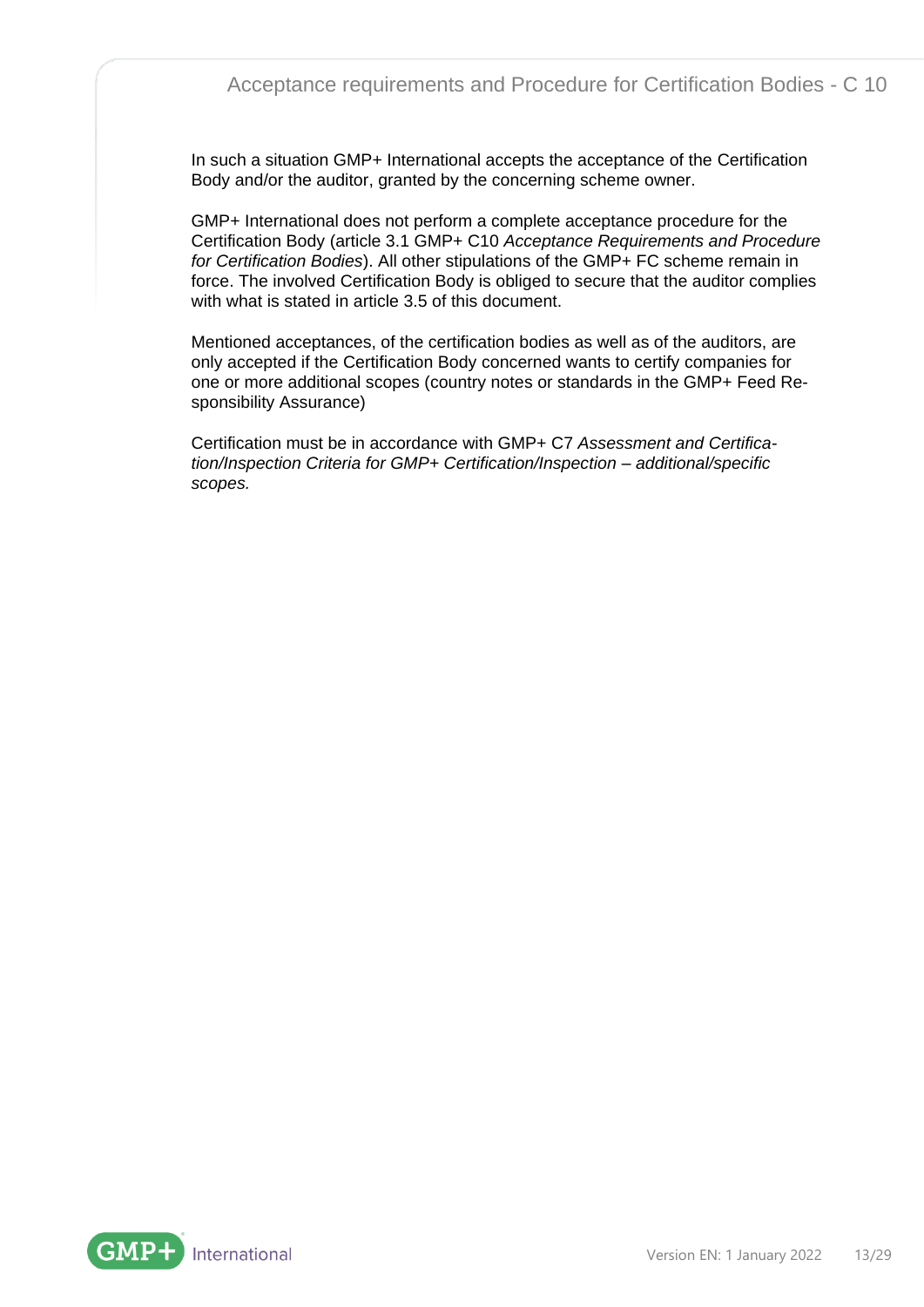In such a situation GMP+ International accepts the acceptance of the Certification Body and/or the auditor, granted by the concerning scheme owner.

GMP+ International does not perform a complete acceptance procedure for the Certification Body (article 3.1 GMP+ C10 *Acceptance Requirements and Procedure for Certification Bodies*). All other stipulations of the GMP+ FC scheme remain in force. The involved Certification Body is obliged to secure that the auditor complies with what is stated in article 3.5 of this document.

Mentioned acceptances, of the certification bodies as well as of the auditors, are only accepted if the Certification Body concerned wants to certify companies for one or more additional scopes (country notes or standards in the GMP+ Feed Responsibility Assurance)

Certification must be in accordance with GMP+ C7 *Assessment and Certification/Inspection Criteria for GMP+ Certification/Inspection – additional/specific scopes.*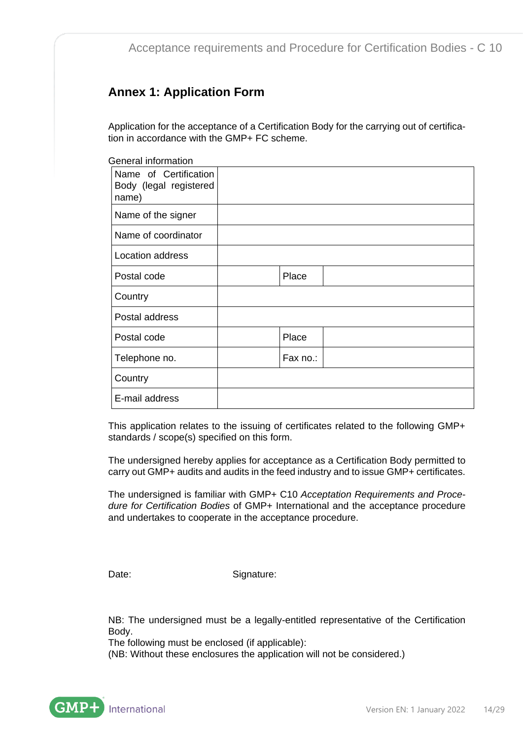## Annex 1: Application Form

Application for the acceptance of a Certification Body for the carrying out of certification in accordance with the GMP+ FC scheme.

General information

| | | | |
|---|---|---|---|
| Name of Certification Body (legal registered name) | | | |
| Name of the signer | | | |
| Name of coordinator | | | |
| Location address | | | |
| Postal code | | Place | |
| Country | | | |
| Postal address | | | |
| Postal code | | Place | |
| Telephone no. | | Fax no.: | |
| Country | | | |
| E-mail address | | | |

This application relates to the issuing of certificates related to the following GMP+ standards / scope(s) specified on this form.

The undersigned hereby applies for acceptance as a Certification Body permitted to carry out GMP+ audits and audits in the feed industry and to issue GMP+ certificates.

The undersigned is familiar with GMP+ C10 *Acceptation Requirements and Procedure for Certification Bodies* of GMP+ International and the acceptance procedure and undertakes to cooperate in the acceptance procedure.

Date: Signature:

NB: The undersigned must be a legally-entitled representative of the Certification Body.
The following must be enclosed (if applicable):
(NB: Without these enclosures the application will not be considered.)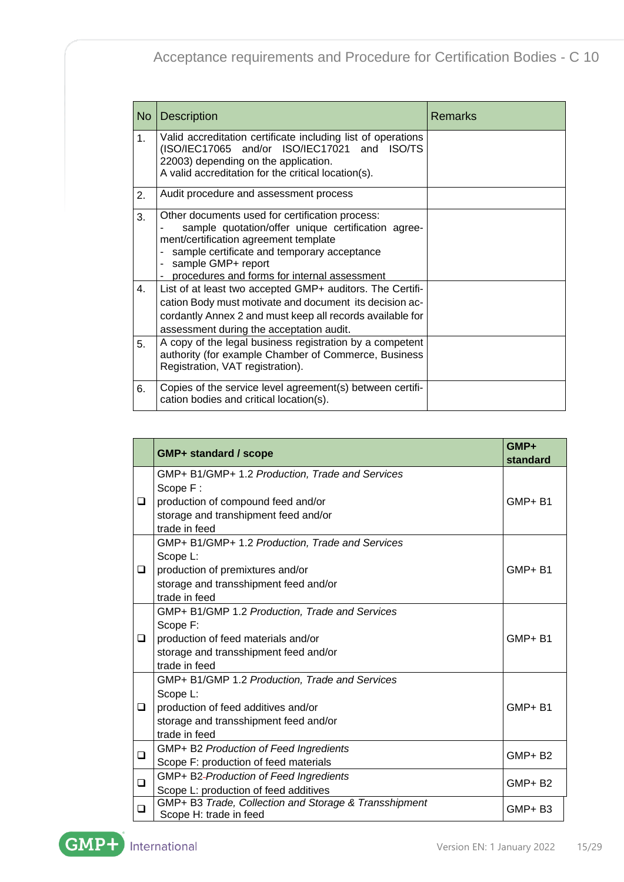| No | Description | Remarks |
|---|---|---|
| 1. | Valid accreditation certificate including list of operations (ISO/IEC17065 and/or ISO/IEC17021 and ISO/TS 22003) depending on the application.<br>A valid accreditation for the critical location(s). | |
| 2. | Audit procedure and assessment process | |
| 3. | Other documents used for certification process:<br>- sample quotation/offer unique certification agreement/certification agreement template<br>- sample certificate and temporary acceptance<br>- sample GMP+ report<br>- procedures and forms for internal assessment | |
| 4. | List of at least two accepted GMP+ auditors. The Certification Body must motivate and document its decision accordantly Annex 2 and must keep all records available for assessment during the acceptation audit. | |
| 5. | A copy of the legal business registration by a competent authority (for example Chamber of Commerce, Business Registration, VAT registration). | |
| 6. | Copies of the service level agreement(s) between certification bodies and critical location(s). | |

| | **GMP+ standard / scope** | **GMP+ standard** |
|---|---|---|
| ❑ | GMP+ B1/GMP+ 1.2 *Production, Trade and Services*<br>Scope F :<br>production of compound feed and/or<br>storage and transhipment feed and/or<br>trade in feed | GMP+ B1 |
| ❑ | GMP+ B1/GMP+ 1.2 *Production, Trade and Services*<br>Scope L:<br>production of premixtures and/or<br>storage and transshipment feed and/or<br>trade in feed | GMP+ B1 |
| ❑ | GMP+ B1/GMP 1.2 *Production, Trade and Services*<br>Scope F:<br>production of feed materials and/or<br>storage and transshipment feed and/or<br>trade in feed | GMP+ B1 |
| ❑ | GMP+ B1/GMP 1.2 *Production, Trade and Services*<br>Scope L:<br>production of feed additives and/or<br>storage and transshipment feed and/or<br>trade in feed | GMP+ B1 |
| ❑ | GMP+ B2 *Production of Feed Ingredients*<br>Scope F: production of feed materials | GMP+ B2 |
| ❑ | GMP+ B2 *Production of Feed Ingredients*<br>Scope L: production of feed additives | GMP+ B2 |
| ❑ | GMP+ B3 *Trade, Collection and Storage & Transshipment*<br>Scope H: trade in feed | GMP+ B3 |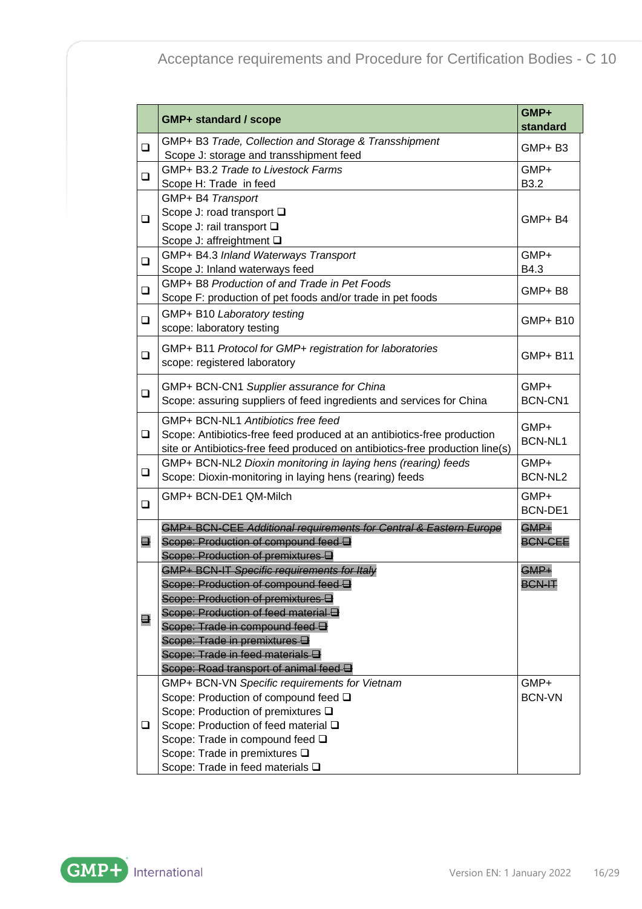| | GMP+ standard / scope | GMP+ standard |
|---|---|---|
| ❑ | GMP+ B3 *Trade, Collection and Storage & Transshipment*<br>Scope J: storage and transshipment feed | GMP+ B3 |
| ❑ | GMP+ B3.2 *Trade to Livestock Farms*<br>Scope H: Trade in feed | GMP+ B3.2 |
| ❑ | GMP+ B4 *Transport*<br>Scope J: road transport ❑<br>Scope J: rail transport ❑<br>Scope J: affreightment ❑ | GMP+ B4 |
| ❑ | GMP+ B4.3 *Inland Waterways Transport*<br>Scope J: Inland waterways feed | GMP+ B4.3 |
| ❑ | GMP+ B8 *Production of and Trade in Pet Foods*<br>Scope F: production of pet foods and/or trade in pet foods | GMP+ B8 |
| ❑ | GMP+ B10 *Laboratory testing*<br>scope: laboratory testing | GMP+ B10 |
| ❑ | GMP+ B11 *Protocol for GMP+ registration for laboratories*<br>scope: registered laboratory | GMP+ B11 |
| ❑ | GMP+ BCN-CN1 *Supplier assurance for China*<br>Scope: assuring suppliers of feed ingredients and services for China | GMP+ BCN-CN1 |
| ❑ | GMP+ BCN-NL1 *Antibiotics free feed*<br>Scope: Antibiotics-free feed produced at an antibiotics-free production site or Antibiotics-free feed produced on antibiotics-free production line(s) | GMP+ BCN-NL1 |
| ❑ | GMP+ BCN-NL2 *Dioxin monitoring in laying hens (rearing) feeds*<br>Scope: Dioxin-monitoring in laying hens (rearing) feeds | GMP+ BCN-NL2 |
| ❑ | GMP+ BCN-DE1 QM-Milch | GMP+ BCN-DE1 |
| ~~❑~~ | ~~GMP+ BCN-CEE *Additional requirements for Central & Eastern Europe*~~<br>~~Scope: Production of compound feed ❑~~<br>~~Scope: Production of premixtures ❑~~ | ~~GMP+ BCN-CEE~~ |
| ~~❑~~ | ~~GMP+ BCN-IT *Specific requirements for Italy*~~<br>~~Scope: Production of compound feed ❑~~<br>~~Scope: Production of premixtures ❑~~<br>~~Scope: Production of feed material ❑~~<br>~~Scope: Trade in compound feed ❑~~<br>~~Scope: Trade in premixtures ❑~~<br>~~Scope: Trade in feed materials ❑~~<br>~~Scope: Road transport of animal feed ❑~~ | ~~GMP+ BCN-IT~~ |
| ❑ | GMP+ BCN-VN *Specific requirements for Vietnam*<br>Scope: Production of compound feed ❑<br>Scope: Production of premixtures ❑<br>Scope: Production of feed material ❑<br>Scope: Trade in compound feed ❑<br>Scope: Trade in premixtures ❑<br>Scope: Trade in feed materials ❑ | GMP+ BCN-VN |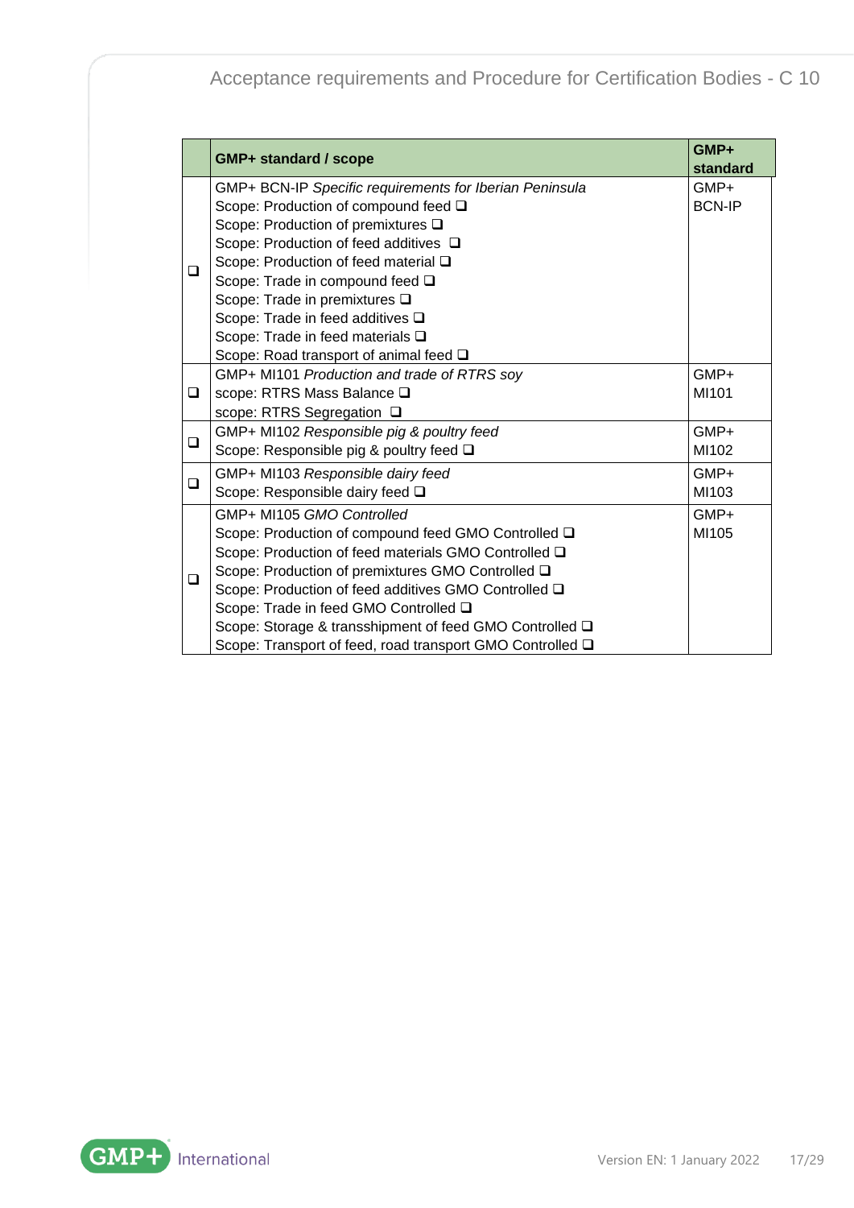| | GMP+ standard / scope | GMP+ standard |
|---|---|---|
| ❑ | GMP+ BCN-IP *Specific requirements for Iberian Peninsula*<br>Scope: Production of compound feed ❑<br>Scope: Production of premixtures ❑<br>Scope: Production of feed additives ❑<br>Scope: Production of feed material ❑<br>Scope: Trade in compound feed ❑<br>Scope: Trade in premixtures ❑<br>Scope: Trade in feed additives ❑<br>Scope: Trade in feed materials ❑<br>Scope: Road transport of animal feed ❑ | GMP+ BCN-IP |
| ❑ | GMP+ MI101 *Production and trade of RTRS soy*<br>scope: RTRS Mass Balance ❑<br>scope: RTRS Segregation ❑ | GMP+ MI101 |
| ❑ | GMP+ MI102 *Responsible pig & poultry feed*<br>Scope: Responsible pig & poultry feed ❑ | GMP+ MI102 |
| ❑ | GMP+ MI103 *Responsible dairy feed*<br>Scope: Responsible dairy feed ❑ | GMP+ MI103 |
| ❑ | GMP+ MI105 *GMO Controlled*<br>Scope: Production of compound feed GMO Controlled ❑<br>Scope: Production of feed materials GMO Controlled ❑<br>Scope: Production of premixtures GMO Controlled ❑<br>Scope: Production of feed additives GMO Controlled ❑<br>Scope: Trade in feed GMO Controlled ❑<br>Scope: Storage & transshipment of feed GMO Controlled ❑<br>Scope: Transport of feed, road transport GMO Controlled ❑ | GMP+ MI105 |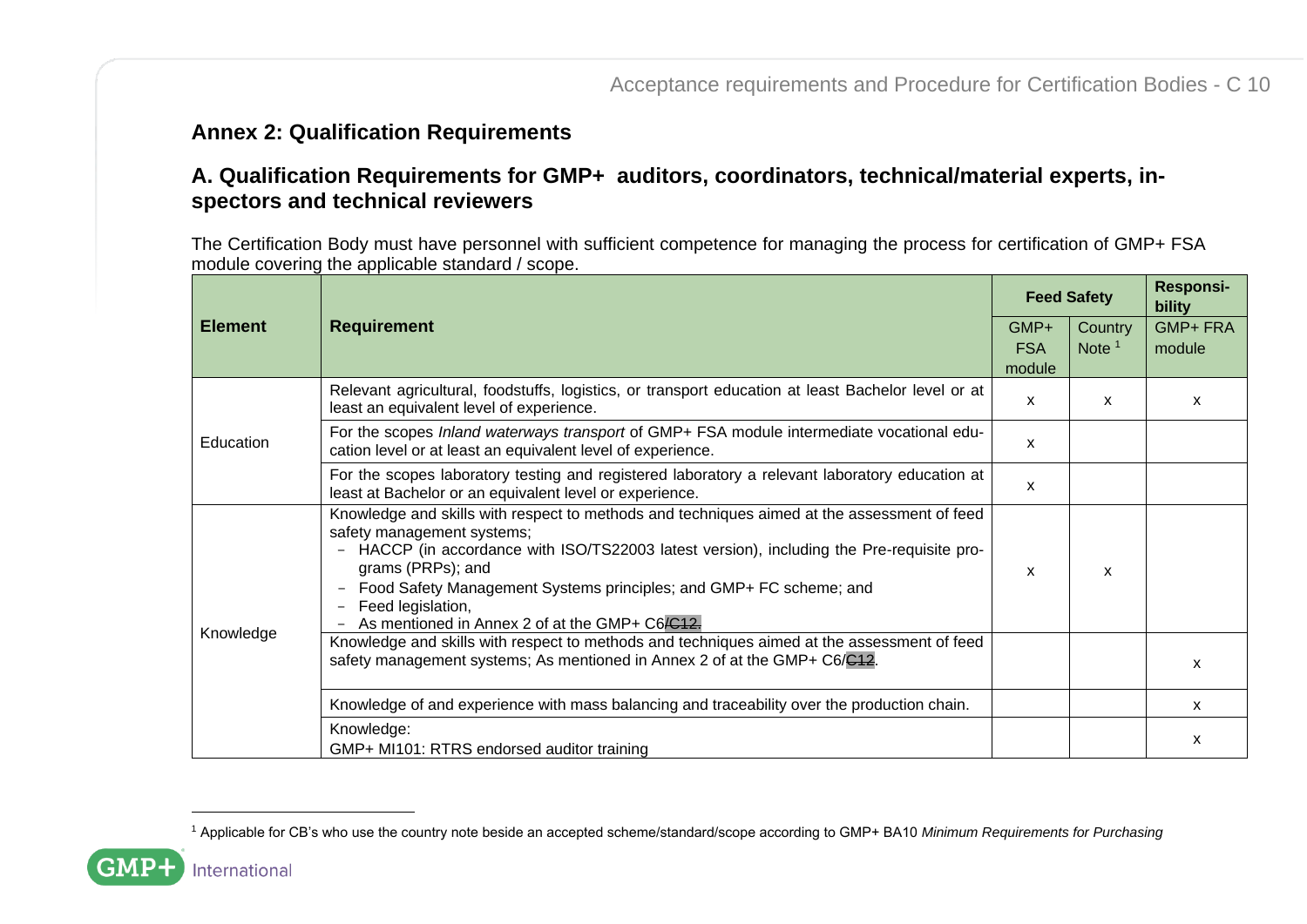## Annex 2: Qualification Requirements

### A. Qualification Requirements for GMP+ auditors, coordinators, technical/material experts, inspectors and technical reviewers

The Certification Body must have personnel with sufficient competence for managing the process for certification of GMP+ FSA module covering the applicable standard / scope.

| Element | Requirement | Feed Safety | | Responsibility |
|---|---|---|---|---|
| | | GMP+ FSA module | Country Note [1] | GMP+ FRA module |
| Education | Relevant agricultural, foodstuffs, logistics, or transport education at least Bachelor level or at least an equivalent level of experience. | x | x | x |
| | For the scopes *Inland waterways transport* of GMP+ FSA module intermediate vocational education level or at least an equivalent level of experience. | x | | |
| | For the scopes laboratory testing and registered laboratory a relevant laboratory education at least at Bachelor or an equivalent level or experience. | x | | |
| Knowledge | Knowledge and skills with respect to methods and techniques aimed at the assessment of feed safety management systems;<br>- HACCP (in accordance with ISO/TS22003 latest version), including the Pre-requisite programs (PRPs); and<br>- Food Safety Management Systems principles; and GMP+ FC scheme; and<br>- Feed legislation,<br>- As mentioned in Annex 2 of at the GMP+ C6~~/C12.~~ | x | x | |
| | Knowledge and skills with respect to methods and techniques aimed at the assessment of feed safety management systems; As mentioned in Annex 2 of at the GMP+ C6/~~C12~~. | | | x |
| | Knowledge of and experience with mass balancing and traceability over the production chain. | | | x |
| | Knowledge:<br>GMP+ MI101: RTRS endorsed auditor training | | | x |

[1] Applicable for CB's who use the country note beside an accepted scheme/standard/scope according to GMP+ BA10 *Minimum Requirements for Purchasing*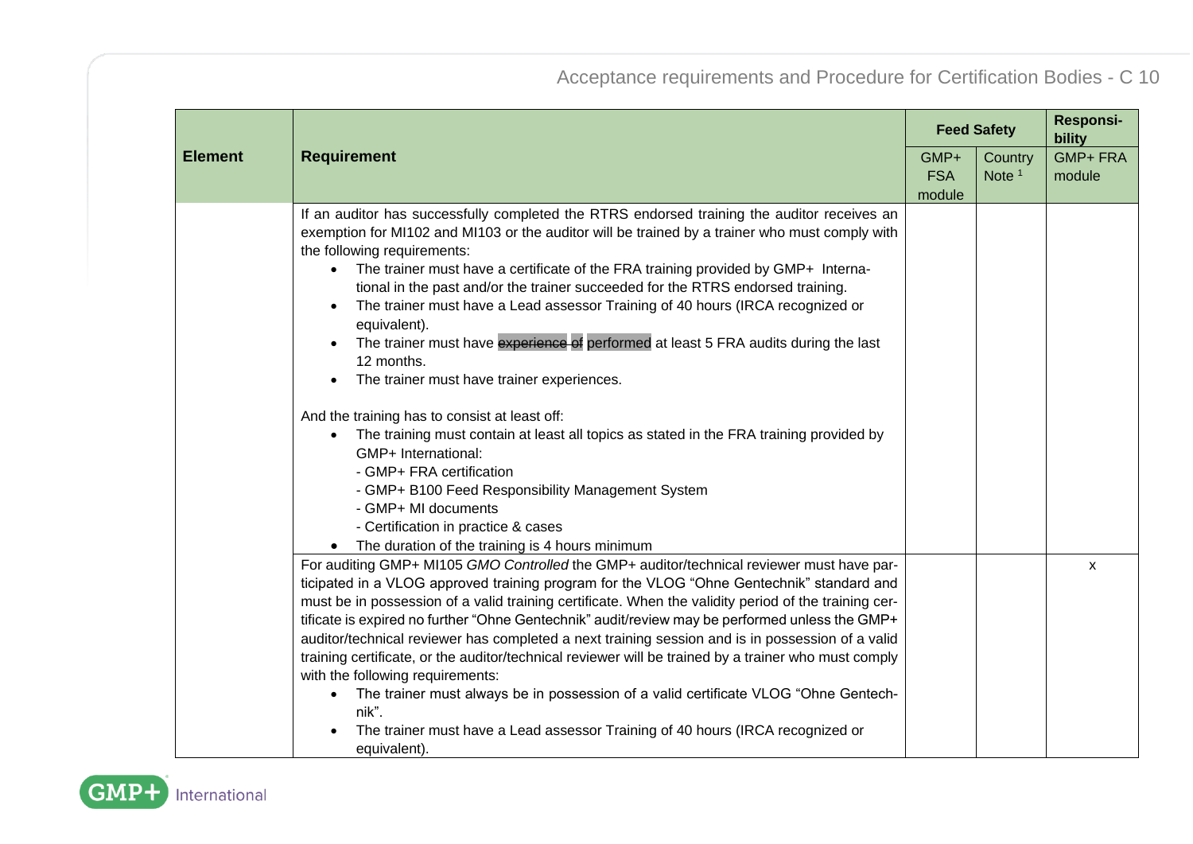| Element | Requirement | Feed Safety | | Responsibility |
|---|---|---|---|---|
| | | GMP+ FSA module | Country Note [1] | GMP+ FRA module |
| | If an auditor has successfully completed the RTRS endorsed training the auditor receives an exemption for MI102 and MI103 or the auditor will be trained by a trainer who must comply with the following requirements:<br>• The trainer must have a certificate of the FRA training provided by GMP+ International in the past and/or the trainer succeeded for the RTRS endorsed training.<br>• The trainer must have a Lead assessor Training of 40 hours (IRCA recognized or equivalent).<br>• The trainer must have ~~experience of~~ performed at least 5 FRA audits during the last 12 months.<br>• The trainer must have trainer experiences.<br><br>And the training has to consist at least off:<br>• The training must contain at least all topics as stated in the FRA training provided by GMP+ International:<br>- GMP+ FRA certification<br>- GMP+ B100 Feed Responsibility Management System<br>- GMP+ MI documents<br>- Certification in practice & cases<br>• The duration of the training is 4 hours minimum | | | |
| | For auditing GMP+ MI105 *GMO Controlled* the GMP+ auditor/technical reviewer must have participated in a VLOG approved training program for the VLOG "Ohne Gentechnik" standard and must be in possession of a valid training certificate. When the validity period of the training certificate is expired no further "Ohne Gentechnik" audit/review may be performed unless the GMP+ auditor/technical reviewer has completed a next training session and is in possession of a valid training certificate, or the auditor/technical reviewer will be trained by a trainer who must comply with the following requirements:<br>• The trainer must always be in possession of a valid certificate VLOG "Ohne Gentechnik".<br>• The trainer must have a Lead assessor Training of 40 hours (IRCA recognized or equivalent). | | | x |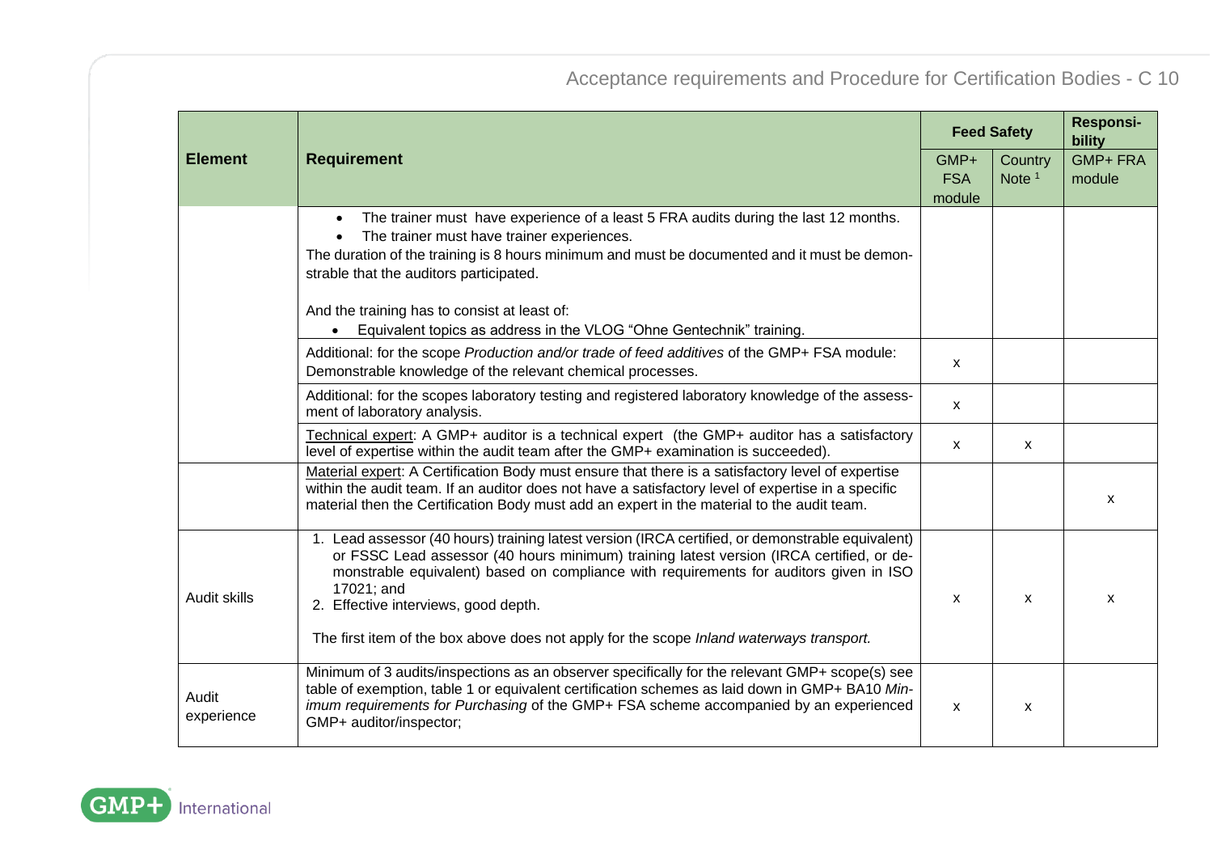| Element | Requirement | Feed Safety | | Responsi-bility |
|---|---|---|---|---|
| | | GMP+ FSA module | Country Note [1] | GMP+ FRA module |
| | • The trainer must have experience of a least 5 FRA audits during the last 12 months.<br>• The trainer must have trainer experiences.<br>The duration of the training is 8 hours minimum and must be documented and it must be demonstrable that the auditors participated.<br><br>And the training has to consist at least of:<br>• Equivalent topics as address in the VLOG "Ohne Gentechnik" training. | | | |
| | Additional: for the scope *Production and/or trade of feed additives* of the GMP+ FSA module: Demonstrable knowledge of the relevant chemical processes. | x | | |
| | Additional: for the scopes laboratory testing and registered laboratory knowledge of the assessment of laboratory analysis. | x | | |
| | Technical expert: A GMP+ auditor is a technical expert (the GMP+ auditor has a satisfactory level of expertise within the audit team after the GMP+ examination is succeeded). | x | x | |
| | Material expert: A Certification Body must ensure that there is a satisfactory level of expertise within the audit team. If an auditor does not have a satisfactory level of expertise in a specific material then the Certification Body must add an expert in the material to the audit team. | | | x |
| Audit skills | 1. Lead assessor (40 hours) training latest version (IRCA certified, or demonstrable equivalent) or FSSC Lead assessor (40 hours minimum) training latest version (IRCA certified, or demonstrable equivalent) based on compliance with requirements for auditors given in ISO 17021; and<br>2. Effective interviews, good depth.<br><br>The first item of the box above does not apply for the scope *Inland waterways transport.* | x | x | x |
| Audit experience | Minimum of 3 audits/inspections as an observer specifically for the relevant GMP+ scope(s) see table of exemption, table 1 or equivalent certification schemes as laid down in GMP+ BA10 *Minimum requirements for Purchasing* of the GMP+ FSA scheme accompanied by an experienced GMP+ auditor/inspector; | x | x | |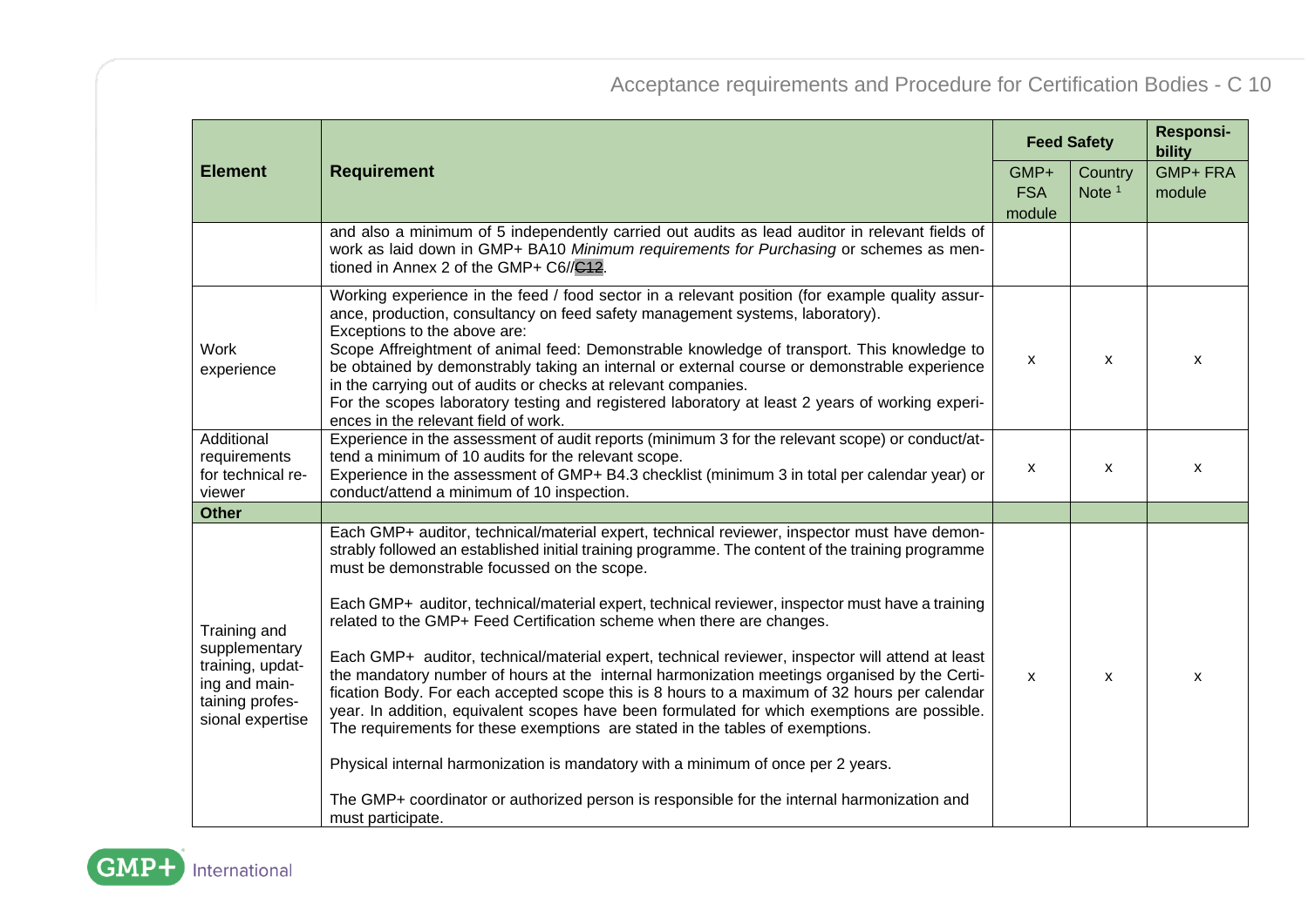| Element | Requirement | Feed Safety | | Responsibility |
|---|---|---|---|---|
| | | GMP+ FSA module | Country Note [1] | GMP+ FRA module |
| | and also a minimum of 5 independently carried out audits as lead auditor in relevant fields of work as laid down in GMP+ BA10 *Minimum requirements for Purchasing* or schemes as mentioned in Annex 2 of the GMP+ C6//~~C12~~. | | | |
| Work experience | Working experience in the feed / food sector in a relevant position (for example quality assurance, production, consultancy on feed safety management systems, laboratory).<br>Exceptions to the above are:<br>Scope Affreightment of animal feed: Demonstrable knowledge of transport. This knowledge to be obtained by demonstrably taking an internal or external course or demonstrable experience in the carrying out of audits or checks at relevant companies.<br>For the scopes laboratory testing and registered laboratory at least 2 years of working experiences in the relevant field of work. | x | x | x |
| Additional requirements for technical reviewer | Experience in the assessment of audit reports (minimum 3 for the relevant scope) or conduct/attend a minimum of 10 audits for the relevant scope.<br>Experience in the assessment of GMP+ B4.3 checklist (minimum 3 in total per calendar year) or conduct/attend a minimum of 10 inspection. | x | x | x |
| **Other** | | | | |
| Training and supplementary training, updating and maintaining professional expertise | Each GMP+ auditor, technical/material expert, technical reviewer, inspector must have demonstrably followed an established initial training programme. The content of the training programme must be demonstrable focussed on the scope.<br><br>Each GMP+ auditor, technical/material expert, technical reviewer, inspector must have a training related to the GMP+ Feed Certification scheme when there are changes.<br><br>Each GMP+ auditor, technical/material expert, technical reviewer, inspector will attend at least the mandatory number of hours at the internal harmonization meetings organised by the Certification Body. For each accepted scope this is 8 hours to a maximum of 32 hours per calendar year. In addition, equivalent scopes have been formulated for which exemptions are possible. The requirements for these exemptions are stated in the tables of exemptions.<br><br>Physical internal harmonization is mandatory with a minimum of once per 2 years.<br><br>The GMP+ coordinator or authorized person is responsible for the internal harmonization and must participate. | x | x | x |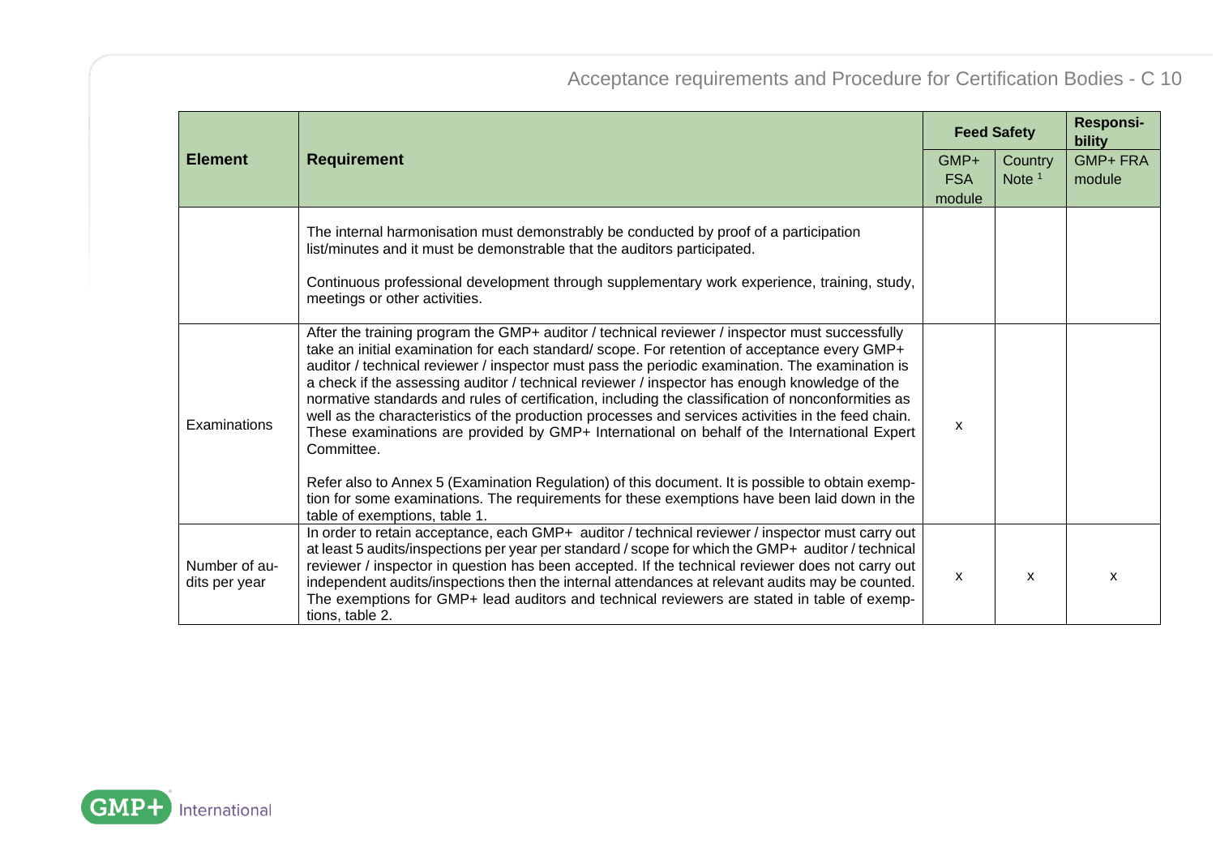| Element | Requirement | Feed Safety | | Responsibility |
|---|---|---|---|---|
| | | GMP+ FSA module | Country Note [1] | GMP+ FRA module |
| | The internal harmonisation must demonstrably be conducted by proof of a participation list/minutes and it must be demonstrable that the auditors participated.<br><br>Continuous professional development through supplementary work experience, training, study, meetings or other activities. | | | |
| Examinations | After the training program the GMP+ auditor / technical reviewer / inspector must successfully take an initial examination for each standard/ scope. For retention of acceptance every GMP+ auditor / technical reviewer / inspector must pass the periodic examination. The examination is a check if the assessing auditor / technical reviewer / inspector has enough knowledge of the normative standards and rules of certification, including the classification of nonconformities as well as the characteristics of the production processes and services activities in the feed chain. These examinations are provided by GMP+ International on behalf of the International Expert Committee.<br><br>Refer also to Annex 5 (Examination Regulation) of this document. It is possible to obtain exemption for some examinations. The requirements for these exemptions have been laid down in the table of exemptions, table 1. | x | | |
| Number of audits per year | In order to retain acceptance, each GMP+ auditor / technical reviewer / inspector must carry out at least 5 audits/inspections per year per standard / scope for which the GMP+ auditor / technical reviewer / inspector in question has been accepted. If the technical reviewer does not carry out independent audits/inspections then the internal attendances at relevant audits may be counted. The exemptions for GMP+ lead auditors and technical reviewers are stated in table of exemptions, table 2. | x | x | x |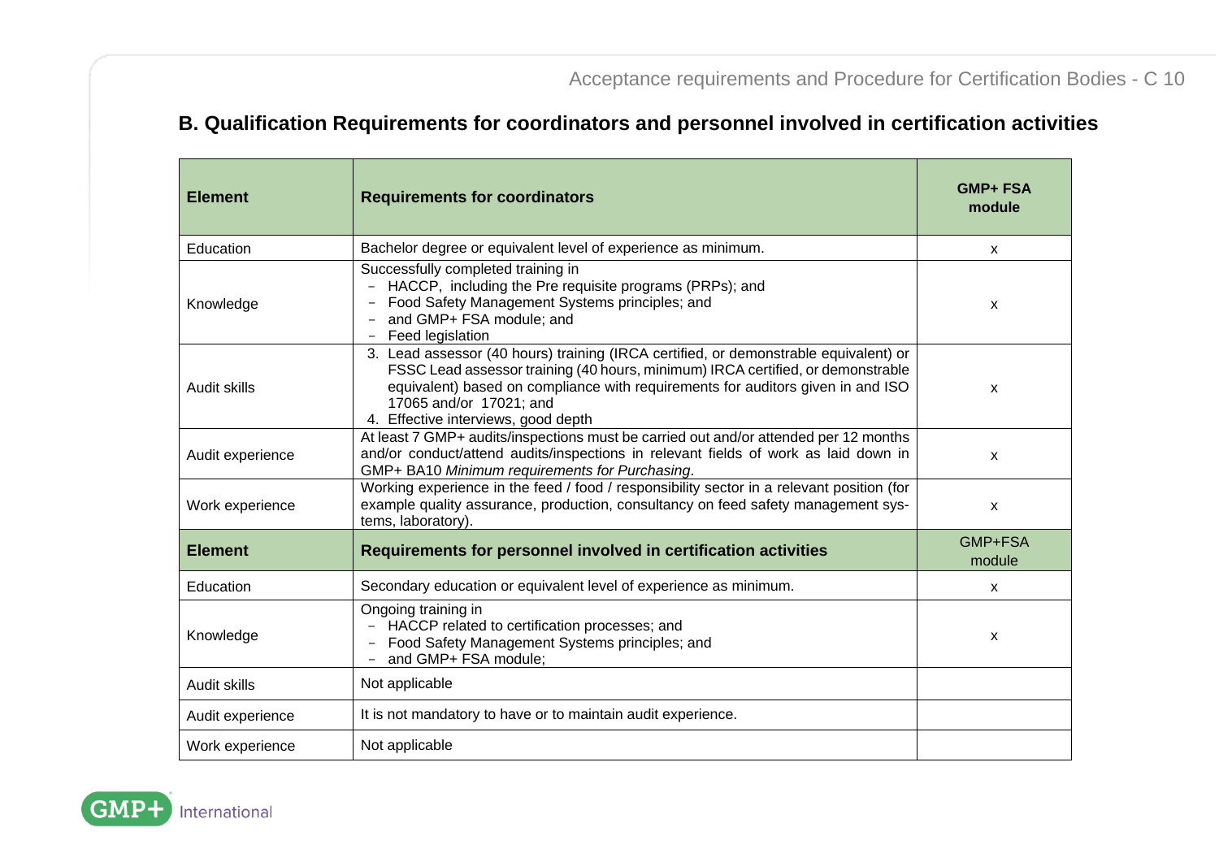## B. Qualification Requirements for coordinators and personnel involved in certification activities

| Element | Requirements for coordinators | GMP+ FSA module |
|---|---|---|
| Education | Bachelor degree or equivalent level of experience as minimum. | x |
| Knowledge | Successfully completed training in<br>- HACCP, including the Pre requisite programs (PRPs); and<br>- Food Safety Management Systems principles; and<br>- and GMP+ FSA module; and<br>- Feed legislation | x |
| Audit skills | 3. Lead assessor (40 hours) training (IRCA certified, or demonstrable equivalent) or FSSC Lead assessor training (40 hours, minimum) IRCA certified, or demonstrable equivalent) based on compliance with requirements for auditors given in and ISO 17065 and/or 17021; and<br>4. Effective interviews, good depth | x |
| Audit experience | At least 7 GMP+ audits/inspections must be carried out and/or attended per 12 months and/or conduct/attend audits/inspections in relevant fields of work as laid down in GMP+ BA10 *Minimum requirements for Purchasing*. | x |
| Work experience | Working experience in the feed / food / responsibility sector in a relevant position (for example quality assurance, production, consultancy on feed safety management systems, laboratory). | x |
| **Element** | **Requirements for personnel involved in certification activities** | GMP+FSA module |
| Education | Secondary education or equivalent level of experience as minimum. | x |
| Knowledge | Ongoing training in<br>- HACCP related to certification processes; and<br>- Food Safety Management Systems principles; and<br>- and GMP+ FSA module; | x |
| Audit skills | Not applicable | |
| Audit experience | It is not mandatory to have or to maintain audit experience. | |
| Work experience | Not applicable | |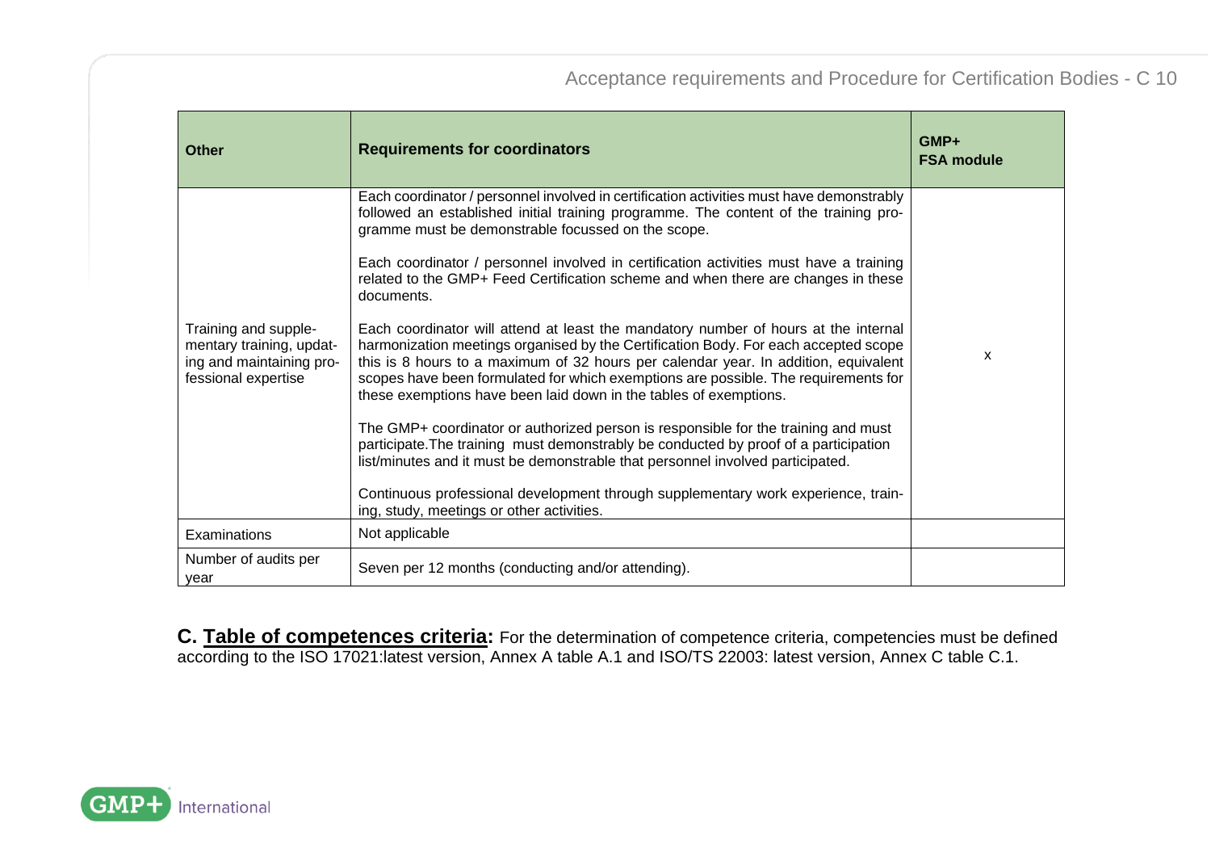| Other | Requirements for coordinators | GMP+ FSA module |
|---|---|---|
| Training and supplementary training, updating and maintaining professional expertise | Each coordinator / personnel involved in certification activities must have demonstrably followed an established initial training programme. The content of the training programme must be demonstrable focussed on the scope.<br><br>Each coordinator / personnel involved in certification activities must have a training related to the GMP+ Feed Certification scheme and when there are changes in these documents.<br><br>Each coordinator will attend at least the mandatory number of hours at the internal harmonization meetings organised by the Certification Body. For each accepted scope this is 8 hours to a maximum of 32 hours per calendar year. In addition, equivalent scopes have been formulated for which exemptions are possible. The requirements for these exemptions have been laid down in the tables of exemptions.<br><br>The GMP+ coordinator or authorized person is responsible for the training and must participate.The training must demonstrably be conducted by proof of a participation list/minutes and it must be demonstrable that personnel involved participated.<br><br>Continuous professional development through supplementary work experience, training, study, meetings or other activities. | x |
| Examinations | Not applicable | |
| Number of audits per year | Seven per 12 months (conducting and/or attending). | |

**C. <u>Table of competences criteria</u>:** For the determination of competence criteria, competencies must be defined according to the ISO 17021:latest version, Annex A table A.1 and ISO/TS 22003: latest version, Annex C table C.1.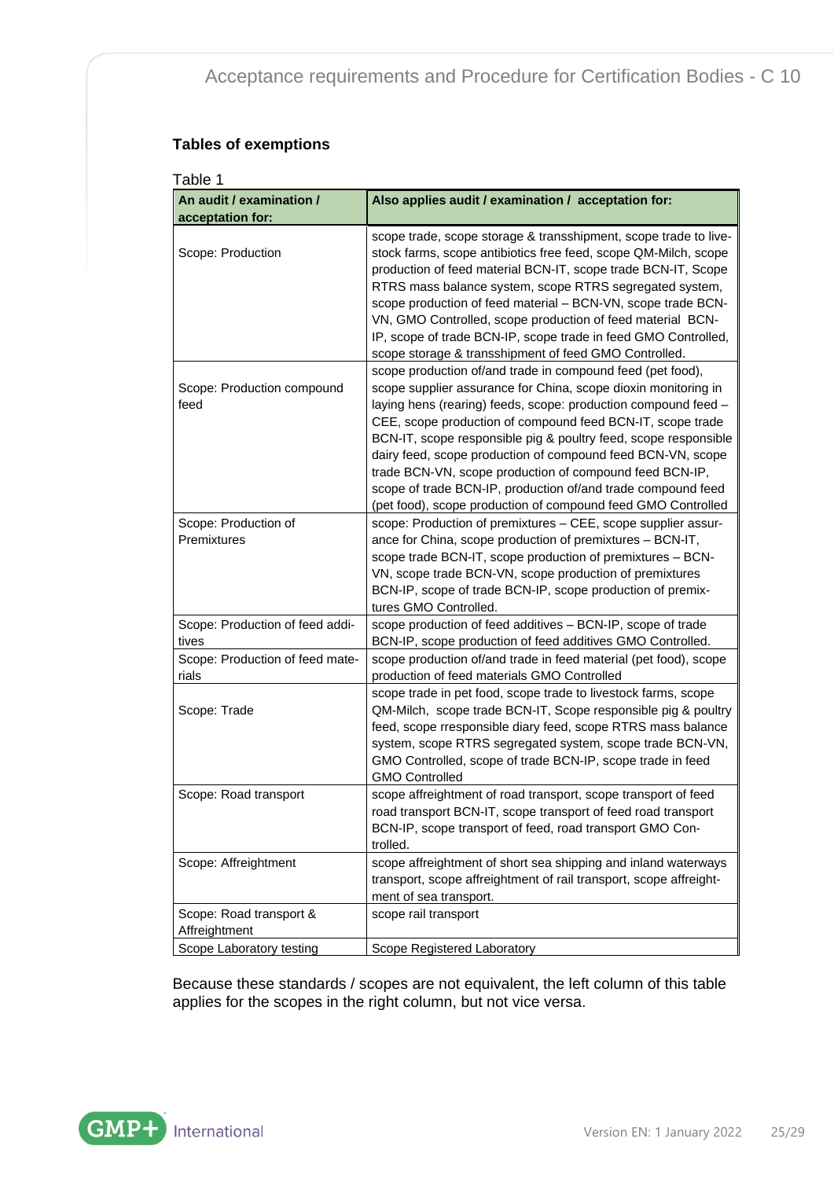## Tables of exemptions

Table 1

| An audit / examination / acceptation for: | Also applies audit / examination / acceptation for: |
|---|---|
| Scope: Production | scope trade, scope storage & transshipment, scope trade to live-stock farms, scope antibiotics free feed, scope QM-Milch, scope production of feed material BCN-IT, scope trade BCN-IT, Scope RTRS mass balance system, scope RTRS segregated system, scope production of feed material – BCN-VN, scope trade BCN-VN, GMO Controlled, scope production of feed material BCN-IP, scope of trade BCN-IP, scope trade in feed GMO Controlled, scope storage & transshipment of feed GMO Controlled. |
| Scope: Production compound feed | scope production of/and trade in compound feed (pet food), scope supplier assurance for China, scope dioxin monitoring in laying hens (rearing) feeds, scope: production compound feed – CEE, scope production of compound feed BCN-IT, scope trade BCN-IT, scope responsible pig & poultry feed, scope responsible dairy feed, scope production of compound feed BCN-VN, scope trade BCN-VN, scope production of compound feed BCN-IP, scope of trade BCN-IP, production of/and trade compound feed (pet food), scope production of compound feed GMO Controlled |
| Scope: Production of Premixtures | scope: Production of premixtures – CEE, scope supplier assur-ance for China, scope production of premixtures – BCN-IT, scope trade BCN-IT, scope production of premixtures – BCN-VN, scope trade BCN-VN, scope production of premixtures BCN-IP, scope of trade BCN-IP, scope production of premix-tures GMO Controlled. |
| Scope: Production of feed addi-tives | scope production of feed additives – BCN-IP, scope of trade BCN-IP, scope production of feed additives GMO Controlled. |
| Scope: Production of feed mate-rials | scope production of/and trade in feed material (pet food), scope production of feed materials GMO Controlled |
| Scope: Trade | scope trade in pet food, scope trade to livestock farms, scope QM-Milch, scope trade BCN-IT, Scope responsible pig & poultry feed, scope rresponsible diary feed, scope RTRS mass balance system, scope RTRS segregated system, scope trade BCN-VN, GMO Controlled, scope of trade BCN-IP, scope trade in feed GMO Controlled |
| Scope: Road transport | scope affreightment of road transport, scope transport of feed road transport BCN-IT, scope transport of feed road transport BCN-IP, scope transport of feed, road transport GMO Con-trolled. |
| Scope: Affreightment | scope affreightment of short sea shipping and inland waterways transport, scope affreightment of rail transport, scope affreight-ment of sea transport. |
| Scope: Road transport & Affreightment | scope rail transport |
| Scope Laboratory testing | Scope Registered Laboratory |

Because these standards / scopes are not equivalent, the left column of this table applies for the scopes in the right column, but not vice versa.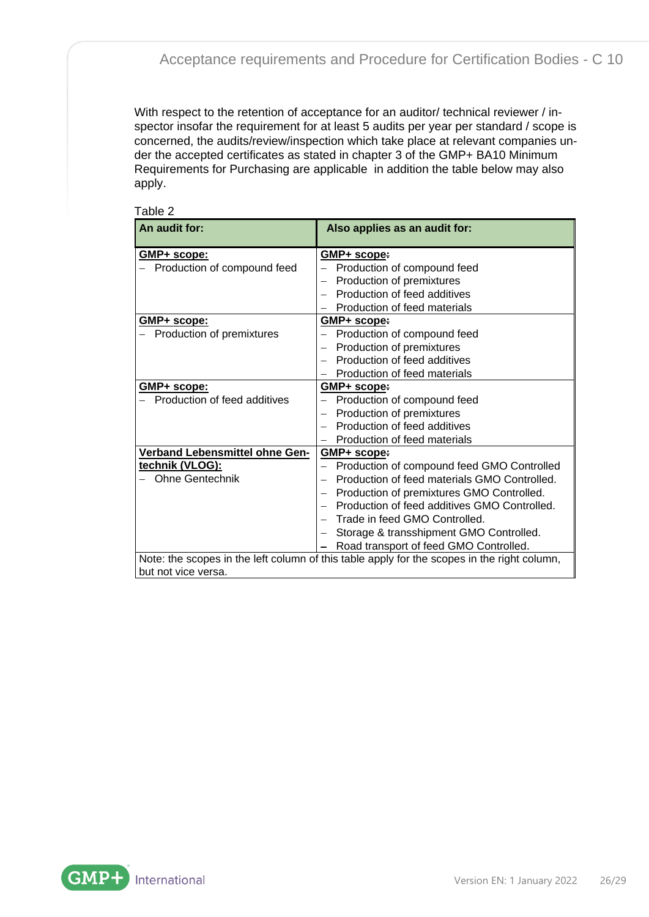With respect to the retention of acceptance for an auditor/ technical reviewer / inspector insofar the requirement for at least 5 audits per year per standard / scope is concerned, the audits/review/inspection which take place at relevant companies under the accepted certificates as stated in chapter 3 of the GMP+ BA10 Minimum Requirements for Purchasing are applicable in addition the table below may also apply.

Table 2

| An audit for: | Also applies as an audit for: |
|---|---|
| **GMP+ scope:**<br>– Production of compound feed | **GMP+ scope:**<br>– Production of compound feed<br>– Production of premixtures<br>– Production of feed additives<br>– Production of feed materials |
| **GMP+ scope:**<br>– Production of premixtures | **GMP+ scope:**<br>– Production of compound feed<br>– Production of premixtures<br>– Production of feed additives<br>– Production of feed materials |
| **GMP+ scope:**<br>– Production of feed additives | **GMP+ scope:**<br>– Production of compound feed<br>– Production of premixtures<br>– Production of feed additives<br>– Production of feed materials |
| **Verband Lebensmittel ohne Gentechnik (VLOG):**<br>– Ohne Gentechnik | **GMP+ scope:**<br>– Production of compound feed GMO Controlled<br>– Production of feed materials GMO Controlled.<br>– Production of premixtures GMO Controlled.<br>– Production of feed additives GMO Controlled.<br>– Trade in feed GMO Controlled.<br>– Storage & transshipment GMO Controlled.<br>– Road transport of feed GMO Controlled. |
| Note: the scopes in the left column of this table apply for the scopes in the right column, but not vice versa. | |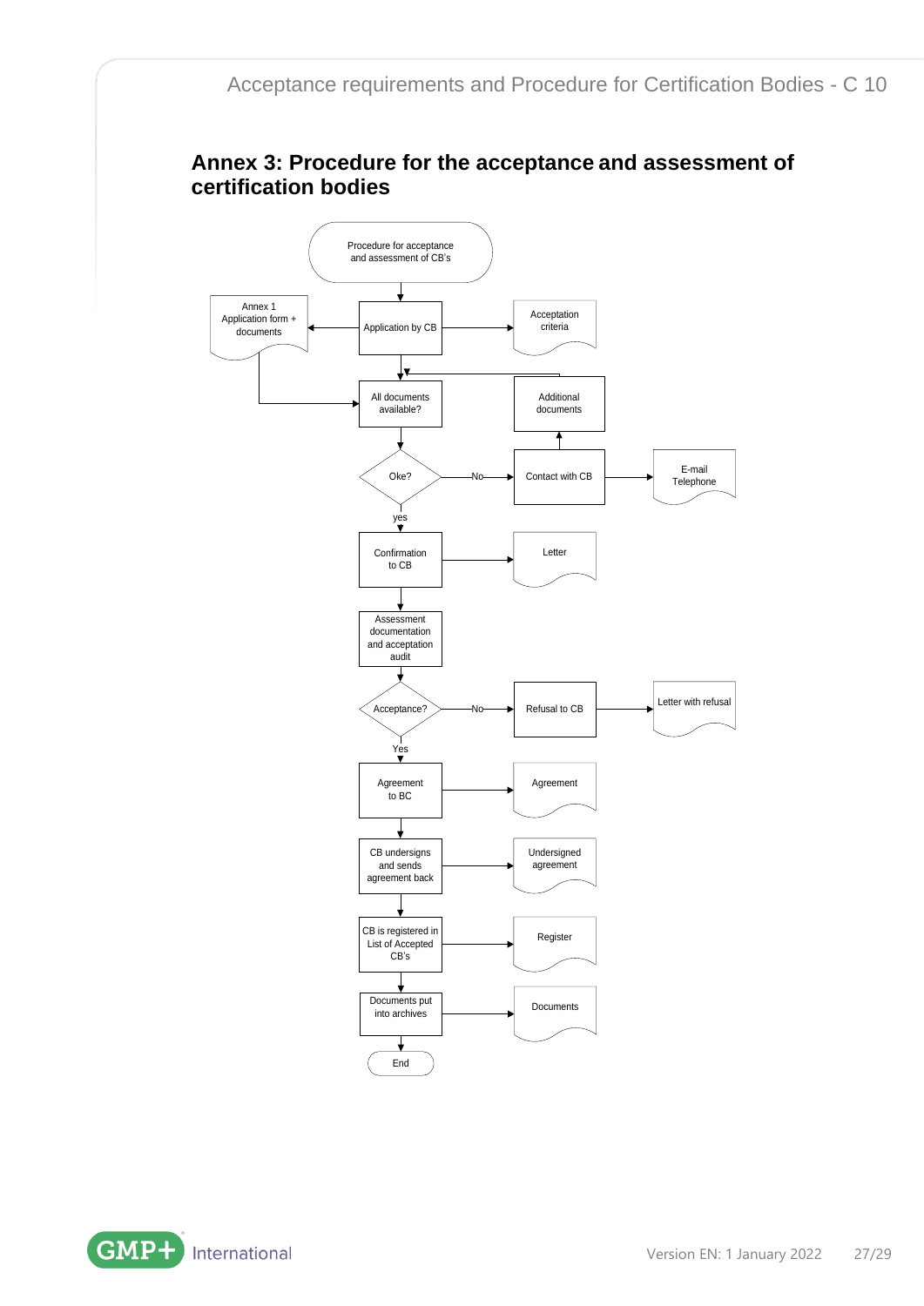## Annex 3: Procedure for the acceptance and assessment of certification bodies

Procedure for acceptance and assessment of CB's

Annex 1 Application form + documents

Application by CB

Acceptation criteria

All documents available?

Additional documents

Oke?

No

Contact with CB

E-mail Telephone

yes

Confirmation to CB

Letter

Assessment documentation and acceptation audit

Acceptance?

No

Refusal to CB

Letter with refusal

Yes

Agreement to BC

Agreement

CB undersigns and sends agreement back

Undersigned agreement

CB is registered in List of Accepted CB's

Register

Documents put into archives

Documents

End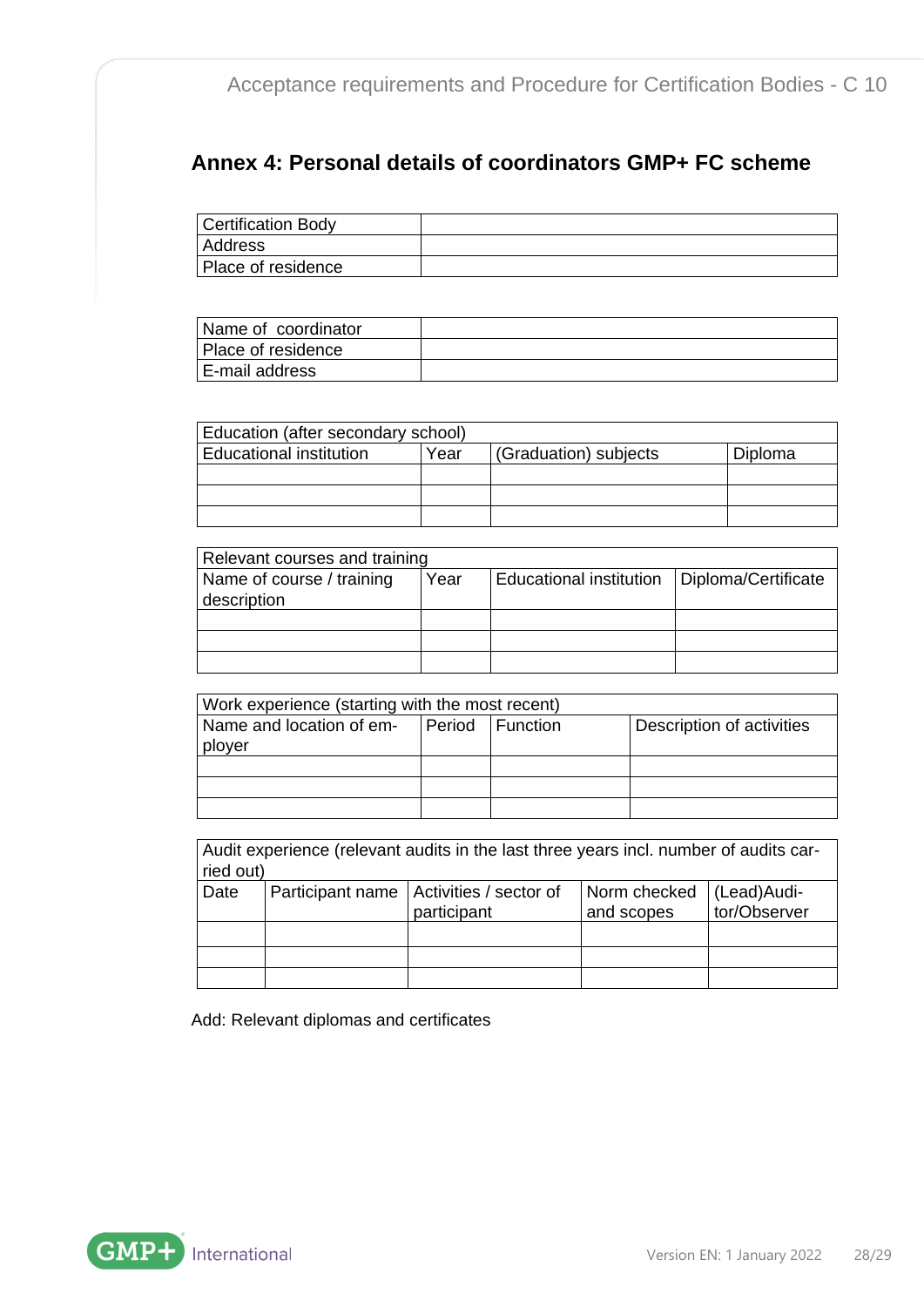## Annex 4: Personal details of coordinators GMP+ FC scheme

| Certification Body | |
|---|---|
| Address | |
| Place of residence | |

| Name of coordinator | |
|---|---|
| Place of residence | |
| E-mail address | |

| Education (after secondary school) | | | |
|---|---|---|---|
| Educational institution | Year | (Graduation) subjects | Diploma |
| | | | |
| | | | |
| | | | |

| Relevant courses and training | | | |
|---|---|---|---|
| Name of course / training description | Year | Educational institution | Diploma/Certificate |
| | | | |
| | | | |
| | | | |

| Work experience (starting with the most recent) | | | |
|---|---|---|---|
| Name and location of employer | Period | Function | Description of activities |
| | | | |
| | | | |
| | | | |

| Audit experience (relevant audits in the last three years incl. number of audits carried out) | | | | |
|---|---|---|---|---|
| Date | Participant name | Activities / sector of participant | Norm checked and scopes | (Lead)Auditor/Observer |
| | | | | |
| | | | | |
| | | | | |

Add: Relevant diplomas and certificates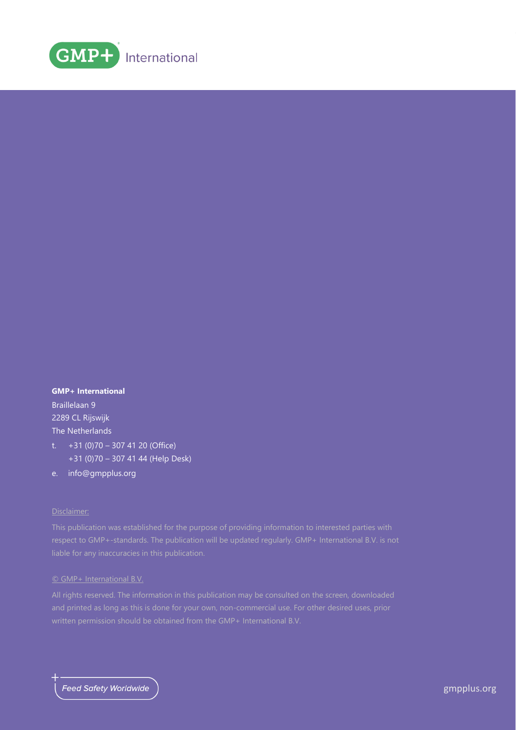GMP+ International

**GMP+ International**

Braillelaan 9
2289 CL Rijswijk
The Netherlands

t. +31 (0)70 – 307 41 20 (Office)
+31 (0)70 – 307 41 44 (Help Desk)

e. info@gmpplus.org

Disclaimer:

This publication was established for the purpose of providing information to interested parties with respect to GMP+-standards. The publication will be updated regularly. GMP+ International B.V. is not liable for any inaccuracies in this publication.

© GMP+ International B.V.

All rights reserved. The information in this publication may be consulted on the screen, downloaded and printed as long as this is done for your own, non-commercial use. For other desired uses, prior written permission should be obtained from the GMP+ International B.V.

*Feed Safety Worldwide*

gmpplus.org